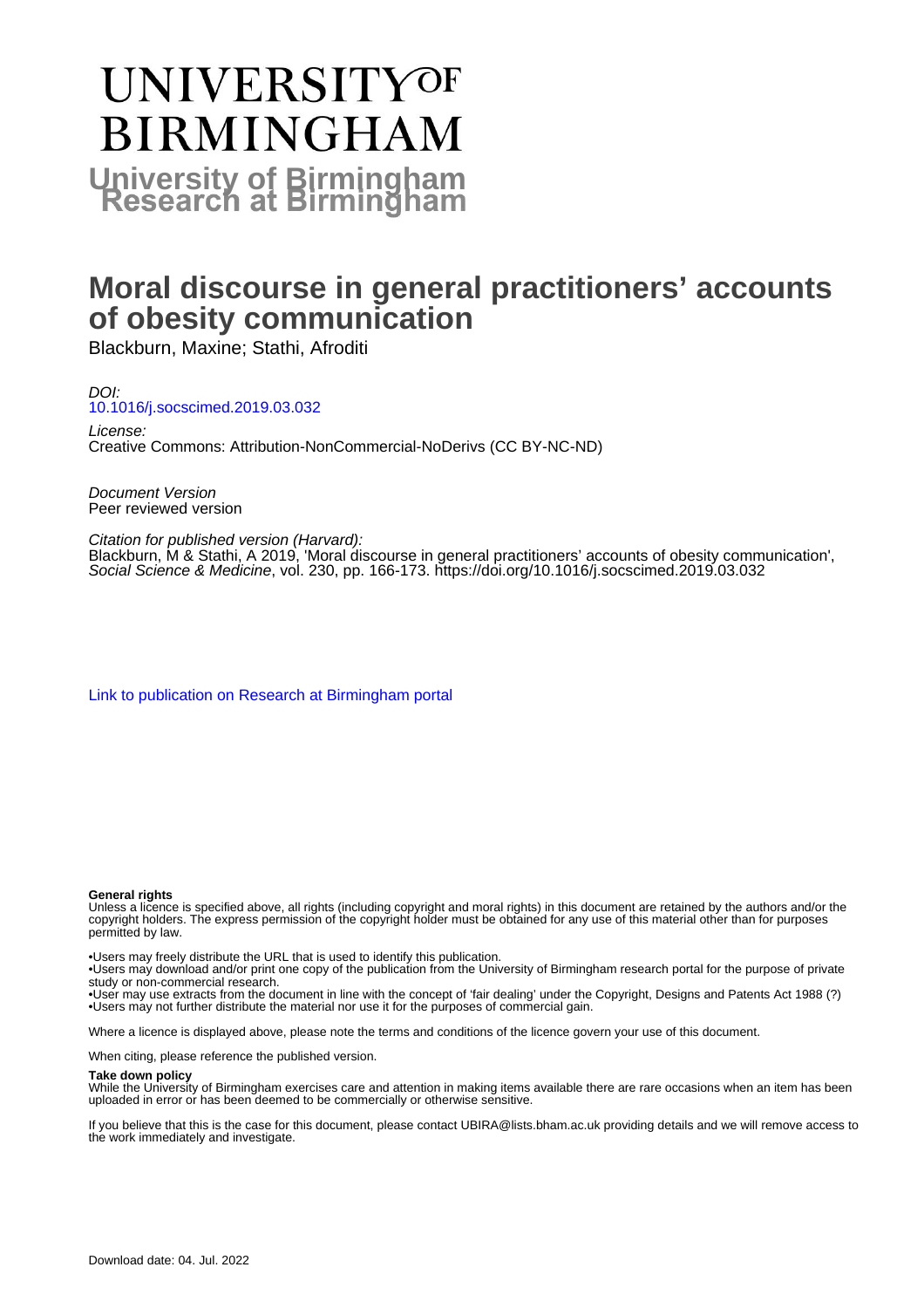# UNIVERSITY OF BIRMINGHAM

**University of Birmingham Research at Birmingham**

# Moral discourse in general practitioners' accounts of obesity communication

Blackburn, Maxine; Stathi, Afroditi

*DOI:*
10.1016/j.socscimed.2019.03.032

*License:*
Creative Commons: Attribution-NonCommercial-NoDerivs (CC BY-NC-ND)

*Document Version*
Peer reviewed version

*Citation for published version (Harvard):*
Blackburn, M & Stathi, A 2019, 'Moral discourse in general practitioners' accounts of obesity communication', *Social Science & Medicine*, vol. 230, pp. 166-173. https://doi.org/10.1016/j.socscimed.2019.03.032

Link to publication on Research at Birmingham portal

**General rights**
Unless a licence is specified above, all rights (including copyright and moral rights) in this document are retained by the authors and/or the copyright holders. The express permission of the copyright holder must be obtained for any use of this material other than for purposes permitted by law.

•Users may freely distribute the URL that is used to identify this publication.
•Users may download and/or print one copy of the publication from the University of Birmingham research portal for the purpose of private study or non-commercial research.
•User may use extracts from the document in line with the concept of 'fair dealing' under the Copyright, Designs and Patents Act 1988 (?)
•Users may not further distribute the material nor use it for the purposes of commercial gain.

Where a licence is displayed above, please note the terms and conditions of the licence govern your use of this document.

When citing, please reference the published version.

**Take down policy**
While the University of Birmingham exercises care and attention in making items available there are rare occasions when an item has been uploaded in error or has been deemed to be commercially or otherwise sensitive.

If you believe that this is the case for this document, please contact UBIRA@lists.bham.ac.uk providing details and we will remove access to the work immediately and investigate.

Download date: 04. Jul. 2022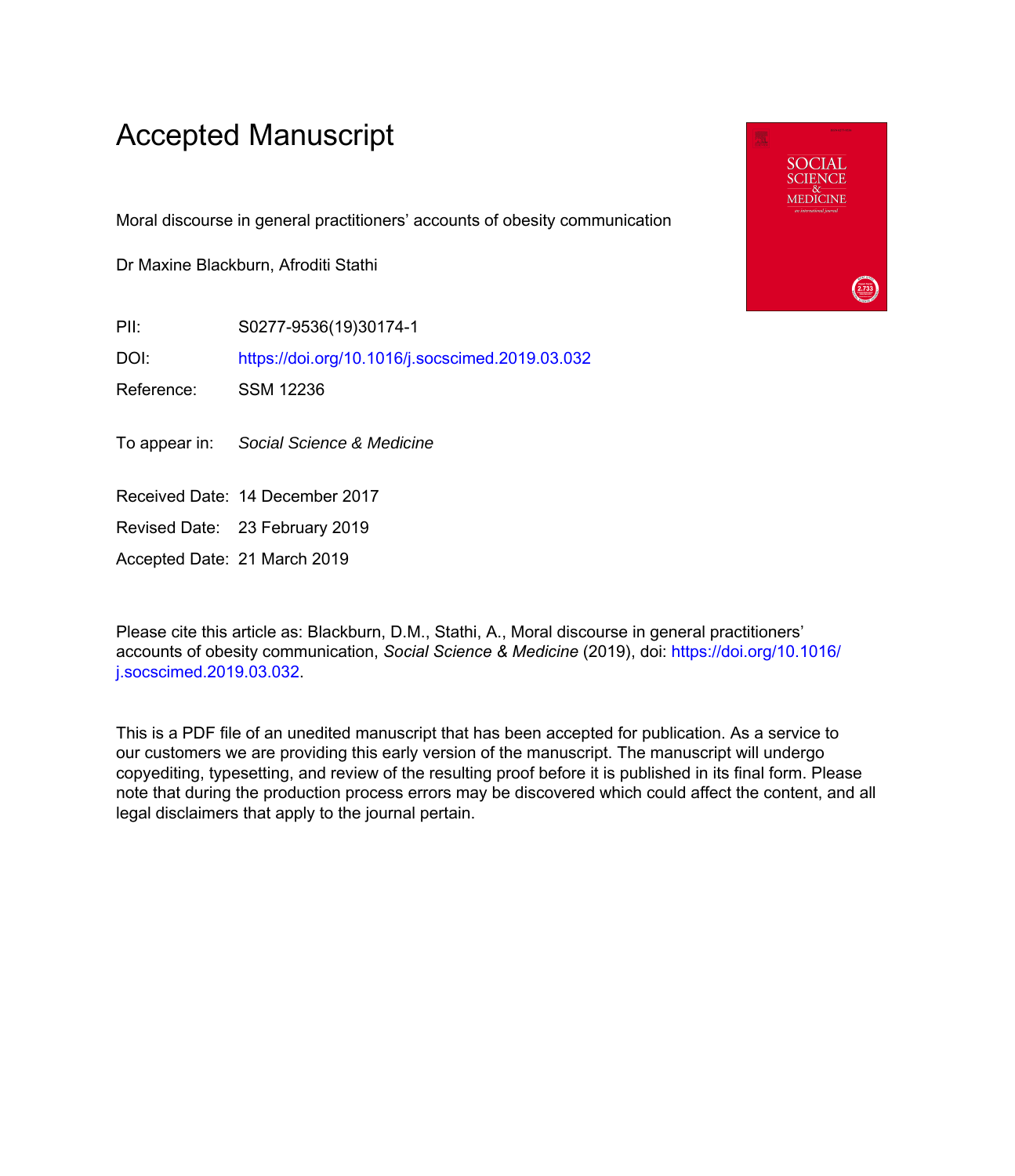# Accepted Manuscript

Moral discourse in general practitioners' accounts of obesity communication

Dr Maxine Blackburn, Afroditi Stathi

PII: S0277-9536(19)30174-1

DOI: https://doi.org/10.1016/j.socscimed.2019.03.032

Reference: SSM 12236

To appear in: *Social Science & Medicine*

Received Date: 14 December 2017

Revised Date: 23 February 2019

Accepted Date: 21 March 2019

Please cite this article as: Blackburn, D.M., Stathi, A., Moral discourse in general practitioners' accounts of obesity communication, *Social Science & Medicine* (2019), doi: https://doi.org/10.1016/j.socscimed.2019.03.032.

This is a PDF file of an unedited manuscript that has been accepted for publication. As a service to our customers we are providing this early version of the manuscript. The manuscript will undergo copyediting, typesetting, and review of the resulting proof before it is published in its final form. Please note that during the production process errors may be discovered which could affect the content, and all legal disclaimers that apply to the journal pertain.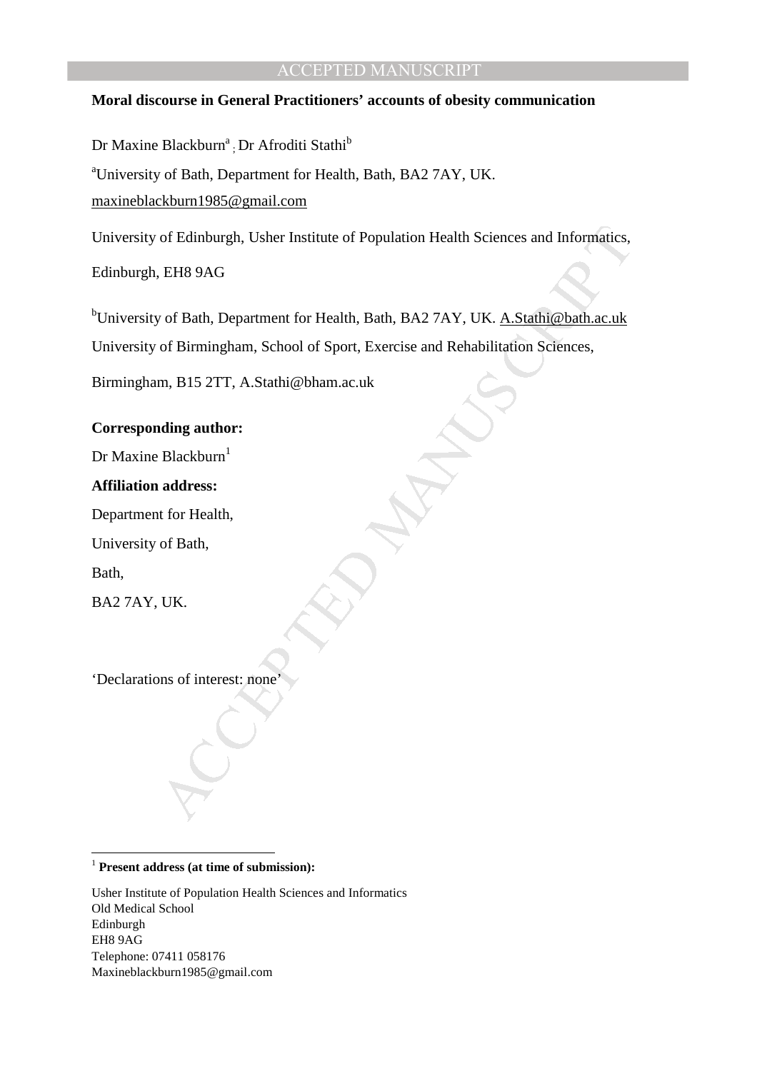**Moral discourse in General Practitioners' accounts of obesity communication**

Dr Maxine Blackburn[a] ; Dr Afroditi Stathi[b]

[a]University of Bath, Department for Health, Bath, BA2 7AY, UK.
maxineblackburn1985@gmail.com

University of Edinburgh, Usher Institute of Population Health Sciences and Informatics, Edinburgh, EH8 9AG

[b]University of Bath, Department for Health, Bath, BA2 7AY, UK. A.Stathi@bath.ac.uk
University of Birmingham, School of Sport, Exercise and Rehabilitation Sciences, Birmingham, B15 2TT, A.Stathi@bham.ac.uk

**Corresponding author:**

Dr Maxine Blackburn[1]

**Affiliation address:**

Department for Health,

University of Bath,

Bath,

BA2 7AY, UK.

'Declarations of interest: none'

[1] **Present address (at time of submission):**

Usher Institute of Population Health Sciences and Informatics
Old Medical School
Edinburgh
EH8 9AG
Telephone: 07411 058176
Maxineblackburn1985@gmail.com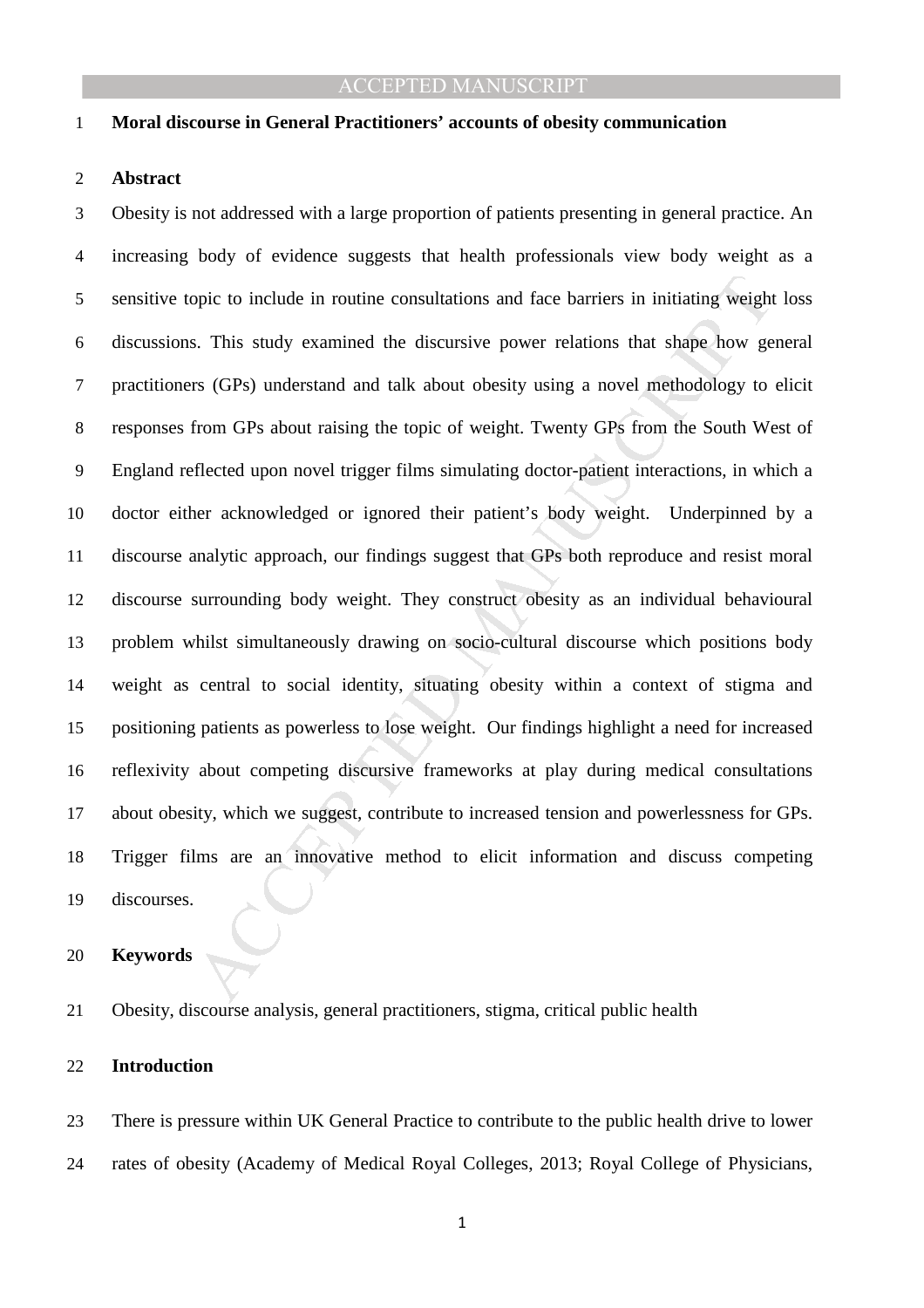**Moral discourse in General Practitioners' accounts of obesity communication**

**Abstract**

Obesity is not addressed with a large proportion of patients presenting in general practice. An increasing body of evidence suggests that health professionals view body weight as a sensitive topic to include in routine consultations and face barriers in initiating weight loss discussions. This study examined the discursive power relations that shape how general practitioners (GPs) understand and talk about obesity using a novel methodology to elicit responses from GPs about raising the topic of weight. Twenty GPs from the South West of England reflected upon novel trigger films simulating doctor-patient interactions, in which a doctor either acknowledged or ignored their patient's body weight. Underpinned by a discourse analytic approach, our findings suggest that GPs both reproduce and resist moral discourse surrounding body weight. They construct obesity as an individual behavioural problem whilst simultaneously drawing on socio-cultural discourse which positions body weight as central to social identity, situating obesity within a context of stigma and positioning patients as powerless to lose weight. Our findings highlight a need for increased reflexivity about competing discursive frameworks at play during medical consultations about obesity, which we suggest, contribute to increased tension and powerlessness for GPs. Trigger films are an innovative method to elicit information and discuss competing discourses.

**Keywords**

Obesity, discourse analysis, general practitioners, stigma, critical public health

**Introduction**

There is pressure within UK General Practice to contribute to the public health drive to lower rates of obesity (Academy of Medical Royal Colleges, 2013; Royal College of Physicians,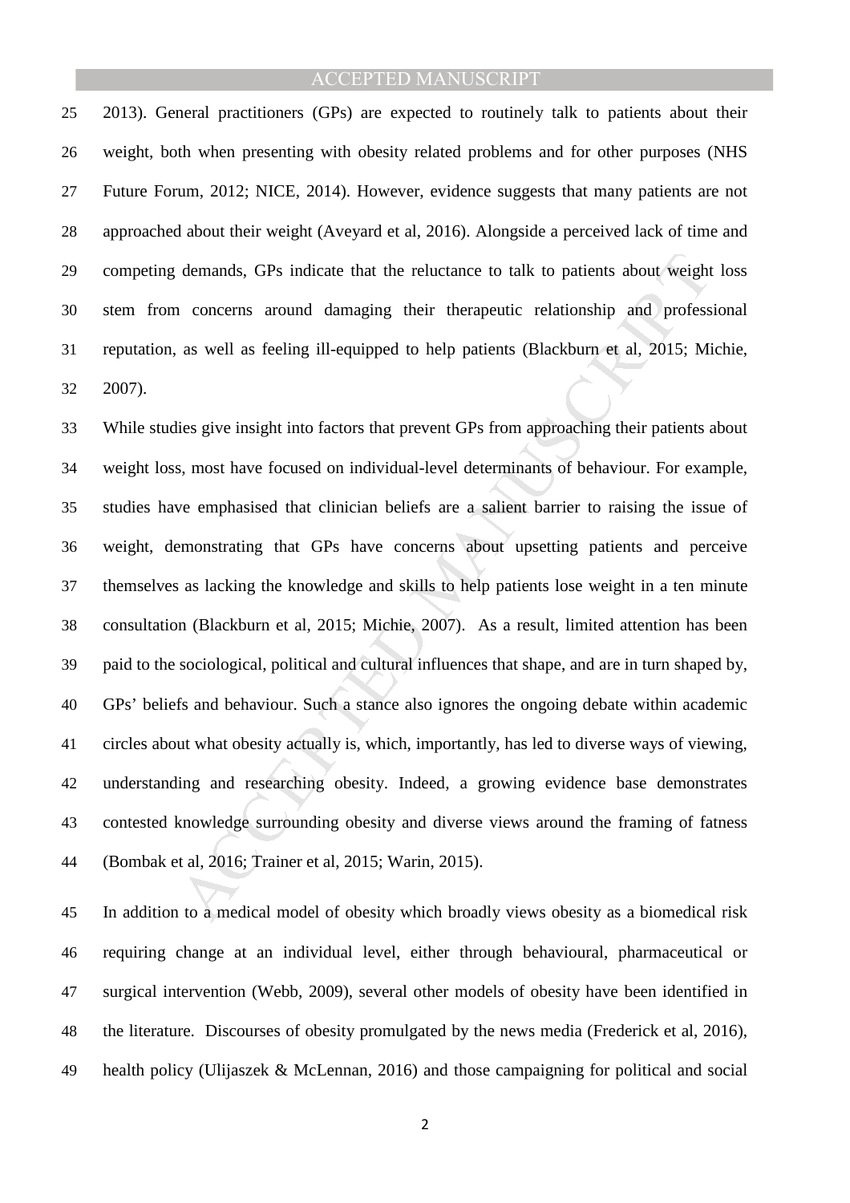2013). General practitioners (GPs) are expected to routinely talk to patients about their weight, both when presenting with obesity related problems and for other purposes (NHS Future Forum, 2012; NICE, 2014). However, evidence suggests that many patients are not approached about their weight (Aveyard et al, 2016). Alongside a perceived lack of time and competing demands, GPs indicate that the reluctance to talk to patients about weight loss stem from concerns around damaging their therapeutic relationship and professional reputation, as well as feeling ill-equipped to help patients (Blackburn et al, 2015; Michie, 2007).

While studies give insight into factors that prevent GPs from approaching their patients about weight loss, most have focused on individual-level determinants of behaviour. For example, studies have emphasised that clinician beliefs are a salient barrier to raising the issue of weight, demonstrating that GPs have concerns about upsetting patients and perceive themselves as lacking the knowledge and skills to help patients lose weight in a ten minute consultation (Blackburn et al, 2015; Michie, 2007). As a result, limited attention has been paid to the sociological, political and cultural influences that shape, and are in turn shaped by, GPs' beliefs and behaviour. Such a stance also ignores the ongoing debate within academic circles about what obesity actually is, which, importantly, has led to diverse ways of viewing, understanding and researching obesity. Indeed, a growing evidence base demonstrates contested knowledge surrounding obesity and diverse views around the framing of fatness (Bombak et al, 2016; Trainer et al, 2015; Warin, 2015).

In addition to a medical model of obesity which broadly views obesity as a biomedical risk requiring change at an individual level, either through behavioural, pharmaceutical or surgical intervention (Webb, 2009), several other models of obesity have been identified in the literature. Discourses of obesity promulgated by the news media (Frederick et al, 2016), health policy (Ulijaszek & McLennan, 2016) and those campaigning for political and social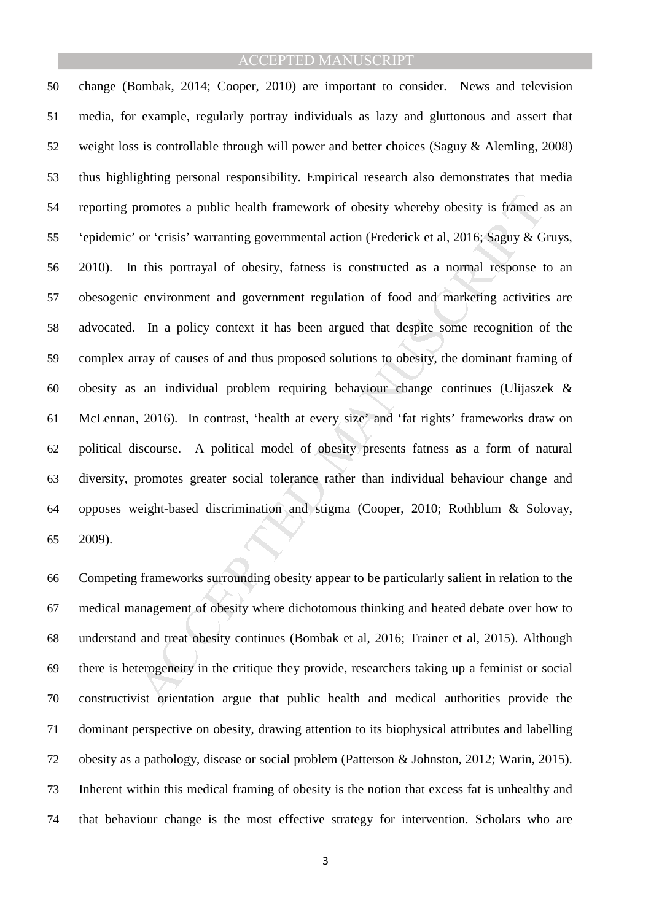change (Bombak, 2014; Cooper, 2010) are important to consider. News and television media, for example, regularly portray individuals as lazy and gluttonous and assert that weight loss is controllable through will power and better choices (Saguy & Alemling, 2008) thus highlighting personal responsibility. Empirical research also demonstrates that media reporting promotes a public health framework of obesity whereby obesity is framed as an 'epidemic' or 'crisis' warranting governmental action (Frederick et al, 2016; Saguy & Gruys, 2010). In this portrayal of obesity, fatness is constructed as a normal response to an obesogenic environment and government regulation of food and marketing activities are advocated. In a policy context it has been argued that despite some recognition of the complex array of causes of and thus proposed solutions to obesity, the dominant framing of obesity as an individual problem requiring behaviour change continues (Ulijaszek & McLennan, 2016). In contrast, 'health at every size' and 'fat rights' frameworks draw on political discourse. A political model of obesity presents fatness as a form of natural diversity, promotes greater social tolerance rather than individual behaviour change and opposes weight-based discrimination and stigma (Cooper, 2010; Rothblum & Solovay, 2009).

Competing frameworks surrounding obesity appear to be particularly salient in relation to the medical management of obesity where dichotomous thinking and heated debate over how to understand and treat obesity continues (Bombak et al, 2016; Trainer et al, 2015). Although there is heterogeneity in the critique they provide, researchers taking up a feminist or social constructivist orientation argue that public health and medical authorities provide the dominant perspective on obesity, drawing attention to its biophysical attributes and labelling obesity as a pathology, disease or social problem (Patterson & Johnston, 2012; Warin, 2015). Inherent within this medical framing of obesity is the notion that excess fat is unhealthy and that behaviour change is the most effective strategy for intervention. Scholars who are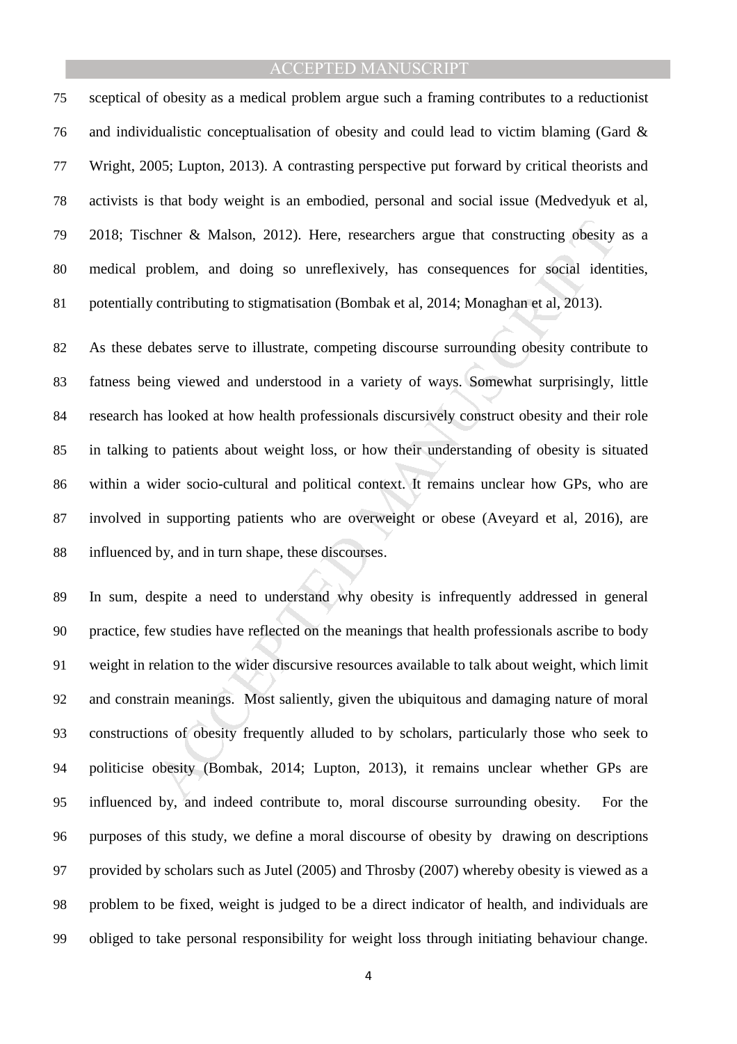sceptical of obesity as a medical problem argue such a framing contributes to a reductionist and individualistic conceptualisation of obesity and could lead to victim blaming (Gard & Wright, 2005; Lupton, 2013). A contrasting perspective put forward by critical theorists and activists is that body weight is an embodied, personal and social issue (Medvedyuk et al, 2018; Tischner & Malson, 2012). Here, researchers argue that constructing obesity as a medical problem, and doing so unreflexively, has consequences for social identities, potentially contributing to stigmatisation (Bombak et al, 2014; Monaghan et al, 2013).

As these debates serve to illustrate, competing discourse surrounding obesity contribute to fatness being viewed and understood in a variety of ways. Somewhat surprisingly, little research has looked at how health professionals discursively construct obesity and their role in talking to patients about weight loss, or how their understanding of obesity is situated within a wider socio-cultural and political context. It remains unclear how GPs, who are involved in supporting patients who are overweight or obese (Aveyard et al, 2016), are influenced by, and in turn shape, these discourses.

In sum, despite a need to understand why obesity is infrequently addressed in general practice, few studies have reflected on the meanings that health professionals ascribe to body weight in relation to the wider discursive resources available to talk about weight, which limit and constrain meanings. Most saliently, given the ubiquitous and damaging nature of moral constructions of obesity frequently alluded to by scholars, particularly those who seek to politicise obesity (Bombak, 2014; Lupton, 2013), it remains unclear whether GPs are influenced by, and indeed contribute to, moral discourse surrounding obesity. For the purposes of this study, we define a moral discourse of obesity by drawing on descriptions provided by scholars such as Jutel (2005) and Throsby (2007) whereby obesity is viewed as a problem to be fixed, weight is judged to be a direct indicator of health, and individuals are obliged to take personal responsibility for weight loss through initiating behaviour change.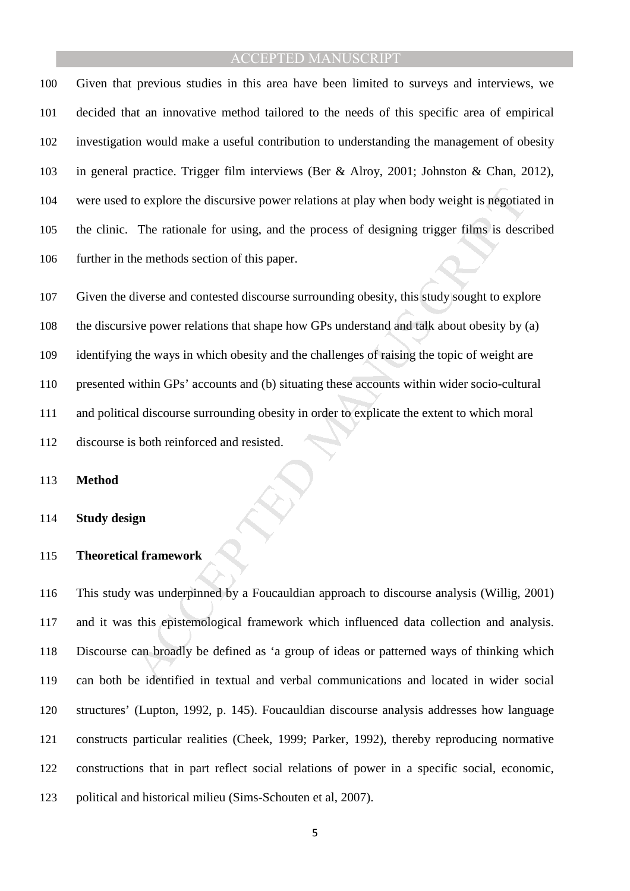Given that previous studies in this area have been limited to surveys and interviews, we decided that an innovative method tailored to the needs of this specific area of empirical investigation would make a useful contribution to understanding the management of obesity in general practice. Trigger film interviews (Ber & Alroy, 2001; Johnston & Chan, 2012), were used to explore the discursive power relations at play when body weight is negotiated in the clinic. The rationale for using, and the process of designing trigger films is described further in the methods section of this paper.

Given the diverse and contested discourse surrounding obesity, this study sought to explore the discursive power relations that shape how GPs understand and talk about obesity by (a) identifying the ways in which obesity and the challenges of raising the topic of weight are presented within GPs' accounts and (b) situating these accounts within wider socio-cultural and political discourse surrounding obesity in order to explicate the extent to which moral discourse is both reinforced and resisted.

## Method

### Study design

### Theoretical framework

This study was underpinned by a Foucauldian approach to discourse analysis (Willig, 2001) and it was this epistemological framework which influenced data collection and analysis. Discourse can broadly be defined as 'a group of ideas or patterned ways of thinking which can both be identified in textual and verbal communications and located in wider social structures' (Lupton, 1992, p. 145). Foucauldian discourse analysis addresses how language constructs particular realities (Cheek, 1999; Parker, 1992), thereby reproducing normative constructions that in part reflect social relations of power in a specific social, economic, political and historical milieu (Sims-Schouten et al, 2007).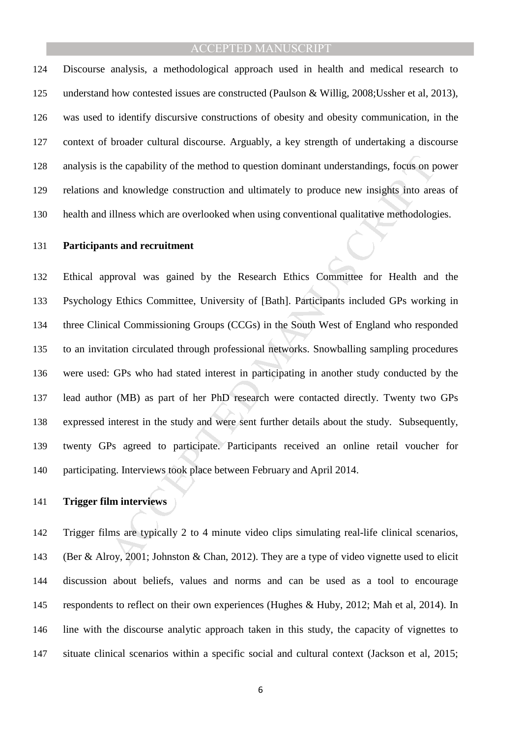Discourse analysis, a methodological approach used in health and medical research to understand how contested issues are constructed (Paulson & Willig, 2008;Ussher et al, 2013), was used to identify discursive constructions of obesity and obesity communication, in the context of broader cultural discourse. Arguably, a key strength of undertaking a discourse analysis is the capability of the method to question dominant understandings, focus on power relations and knowledge construction and ultimately to produce new insights into areas of health and illness which are overlooked when using conventional qualitative methodologies.

**Participants and recruitment**

Ethical approval was gained by the Research Ethics Committee for Health and the Psychology Ethics Committee, University of [Bath]. Participants included GPs working in three Clinical Commissioning Groups (CCGs) in the South West of England who responded to an invitation circulated through professional networks. Snowballing sampling procedures were used: GPs who had stated interest in participating in another study conducted by the lead author (MB) as part of her PhD research were contacted directly. Twenty two GPs expressed interest in the study and were sent further details about the study. Subsequently, twenty GPs agreed to participate. Participants received an online retail voucher for participating. Interviews took place between February and April 2014.

**Trigger film interviews**

Trigger films are typically 2 to 4 minute video clips simulating real-life clinical scenarios, (Ber & Alroy, 2001; Johnston & Chan, 2012). They are a type of video vignette used to elicit discussion about beliefs, values and norms and can be used as a tool to encourage respondents to reflect on their own experiences (Hughes & Huby, 2012; Mah et al, 2014). In line with the discourse analytic approach taken in this study, the capacity of vignettes to situate clinical scenarios within a specific social and cultural context (Jackson et al, 2015;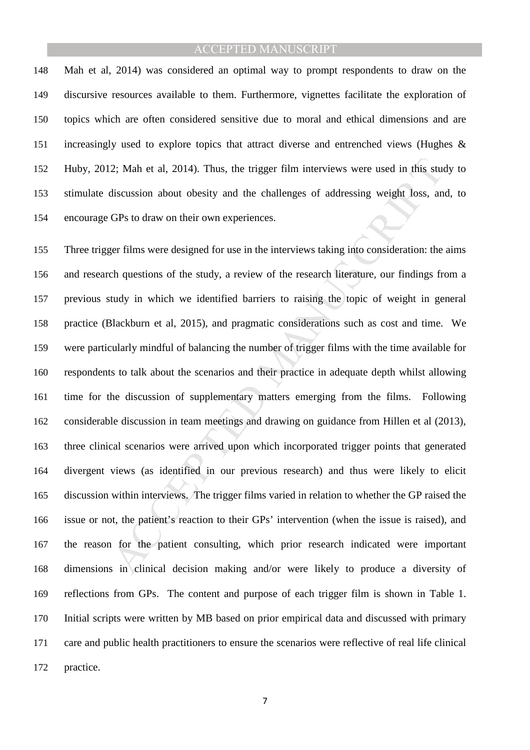Mah et al, 2014) was considered an optimal way to prompt respondents to draw on the discursive resources available to them. Furthermore, vignettes facilitate the exploration of topics which are often considered sensitive due to moral and ethical dimensions and are increasingly used to explore topics that attract diverse and entrenched views (Hughes & Huby, 2012; Mah et al, 2014). Thus, the trigger film interviews were used in this study to stimulate discussion about obesity and the challenges of addressing weight loss, and, to encourage GPs to draw on their own experiences.

Three trigger films were designed for use in the interviews taking into consideration: the aims and research questions of the study, a review of the research literature, our findings from a previous study in which we identified barriers to raising the topic of weight in general practice (Blackburn et al, 2015), and pragmatic considerations such as cost and time. We were particularly mindful of balancing the number of trigger films with the time available for respondents to talk about the scenarios and their practice in adequate depth whilst allowing time for the discussion of supplementary matters emerging from the films. Following considerable discussion in team meetings and drawing on guidance from Hillen et al (2013), three clinical scenarios were arrived upon which incorporated trigger points that generated divergent views (as identified in our previous research) and thus were likely to elicit discussion within interviews. The trigger films varied in relation to whether the GP raised the issue or not, the patient's reaction to their GPs' intervention (when the issue is raised), and the reason for the patient consulting, which prior research indicated were important dimensions in clinical decision making and/or were likely to produce a diversity of reflections from GPs. The content and purpose of each trigger film is shown in Table 1. Initial scripts were written by MB based on prior empirical data and discussed with primary care and public health practitioners to ensure the scenarios were reflective of real life clinical practice.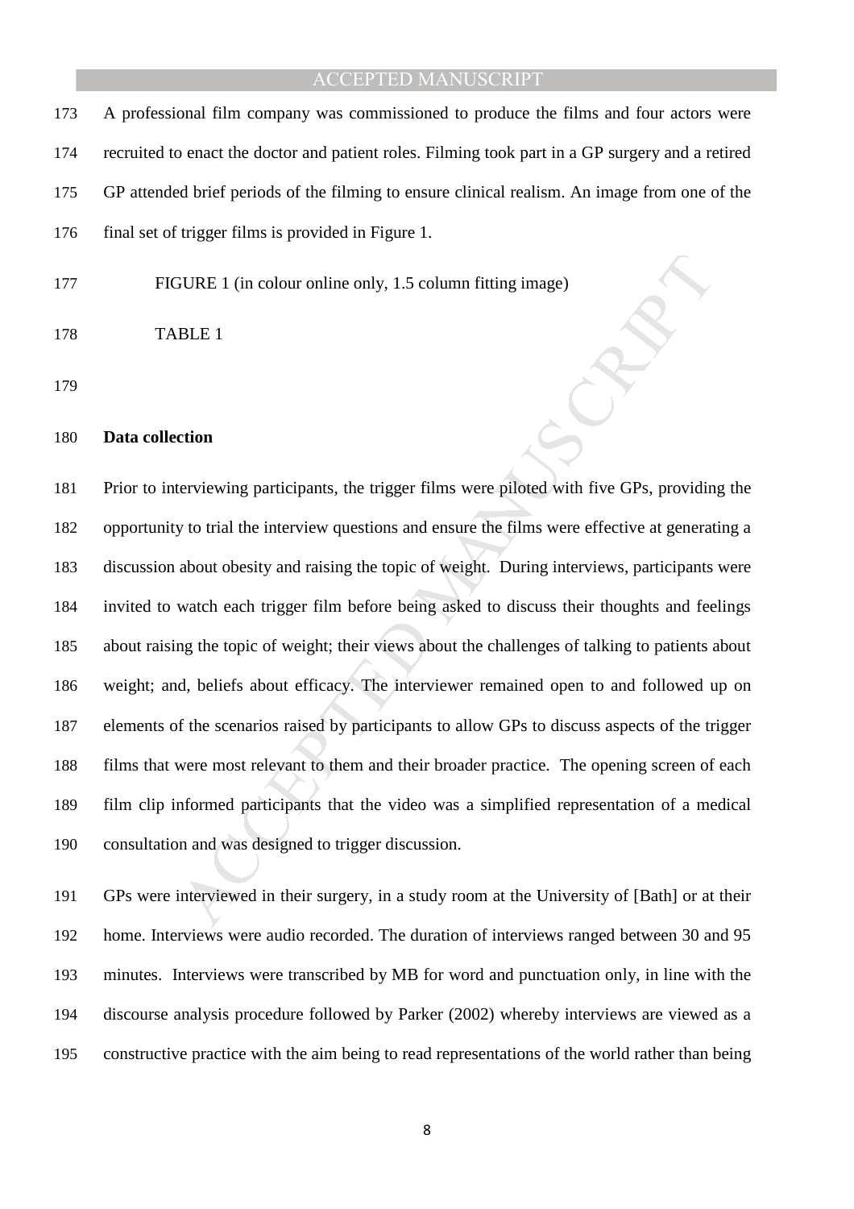A professional film company was commissioned to produce the films and four actors were recruited to enact the doctor and patient roles. Filming took part in a GP surgery and a retired GP attended brief periods of the filming to ensure clinical realism. An image from one of the final set of trigger films is provided in Figure 1.

FIGURE 1 (in colour online only, 1.5 column fitting image)

TABLE 1

**Data collection**

Prior to interviewing participants, the trigger films were piloted with five GPs, providing the opportunity to trial the interview questions and ensure the films were effective at generating a discussion about obesity and raising the topic of weight. During interviews, participants were invited to watch each trigger film before being asked to discuss their thoughts and feelings about raising the topic of weight; their views about the challenges of talking to patients about weight; and, beliefs about efficacy. The interviewer remained open to and followed up on elements of the scenarios raised by participants to allow GPs to discuss aspects of the trigger films that were most relevant to them and their broader practice. The opening screen of each film clip informed participants that the video was a simplified representation of a medical consultation and was designed to trigger discussion.

GPs were interviewed in their surgery, in a study room at the University of [Bath] or at their home. Interviews were audio recorded. The duration of interviews ranged between 30 and 95 minutes. Interviews were transcribed by MB for word and punctuation only, in line with the discourse analysis procedure followed by Parker (2002) whereby interviews are viewed as a constructive practice with the aim being to read representations of the world rather than being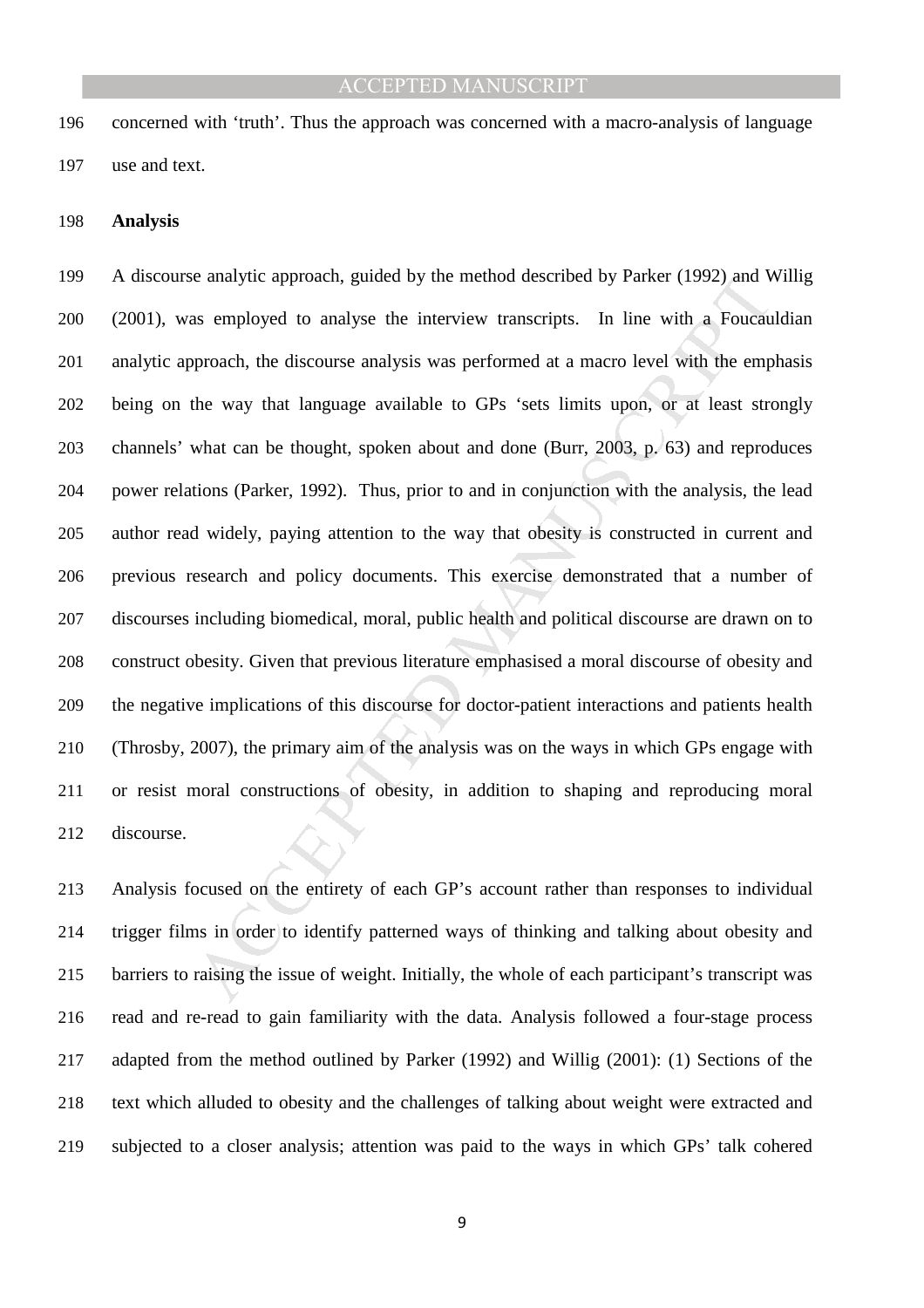concerned with 'truth'. Thus the approach was concerned with a macro-analysis of language use and text.

**Analysis**

A discourse analytic approach, guided by the method described by Parker (1992) and Willig (2001), was employed to analyse the interview transcripts. In line with a Foucauldian analytic approach, the discourse analysis was performed at a macro level with the emphasis being on the way that language available to GPs 'sets limits upon, or at least strongly channels' what can be thought, spoken about and done (Burr, 2003, p. 63) and reproduces power relations (Parker, 1992). Thus, prior to and in conjunction with the analysis, the lead author read widely, paying attention to the way that obesity is constructed in current and previous research and policy documents. This exercise demonstrated that a number of discourses including biomedical, moral, public health and political discourse are drawn on to construct obesity. Given that previous literature emphasised a moral discourse of obesity and the negative implications of this discourse for doctor-patient interactions and patients health (Throsby, 2007), the primary aim of the analysis was on the ways in which GPs engage with or resist moral constructions of obesity, in addition to shaping and reproducing moral discourse.

Analysis focused on the entirety of each GP's account rather than responses to individual trigger films in order to identify patterned ways of thinking and talking about obesity and barriers to raising the issue of weight. Initially, the whole of each participant's transcript was read and re-read to gain familiarity with the data. Analysis followed a four-stage process adapted from the method outlined by Parker (1992) and Willig (2001): (1) Sections of the text which alluded to obesity and the challenges of talking about weight were extracted and subjected to a closer analysis; attention was paid to the ways in which GPs' talk cohered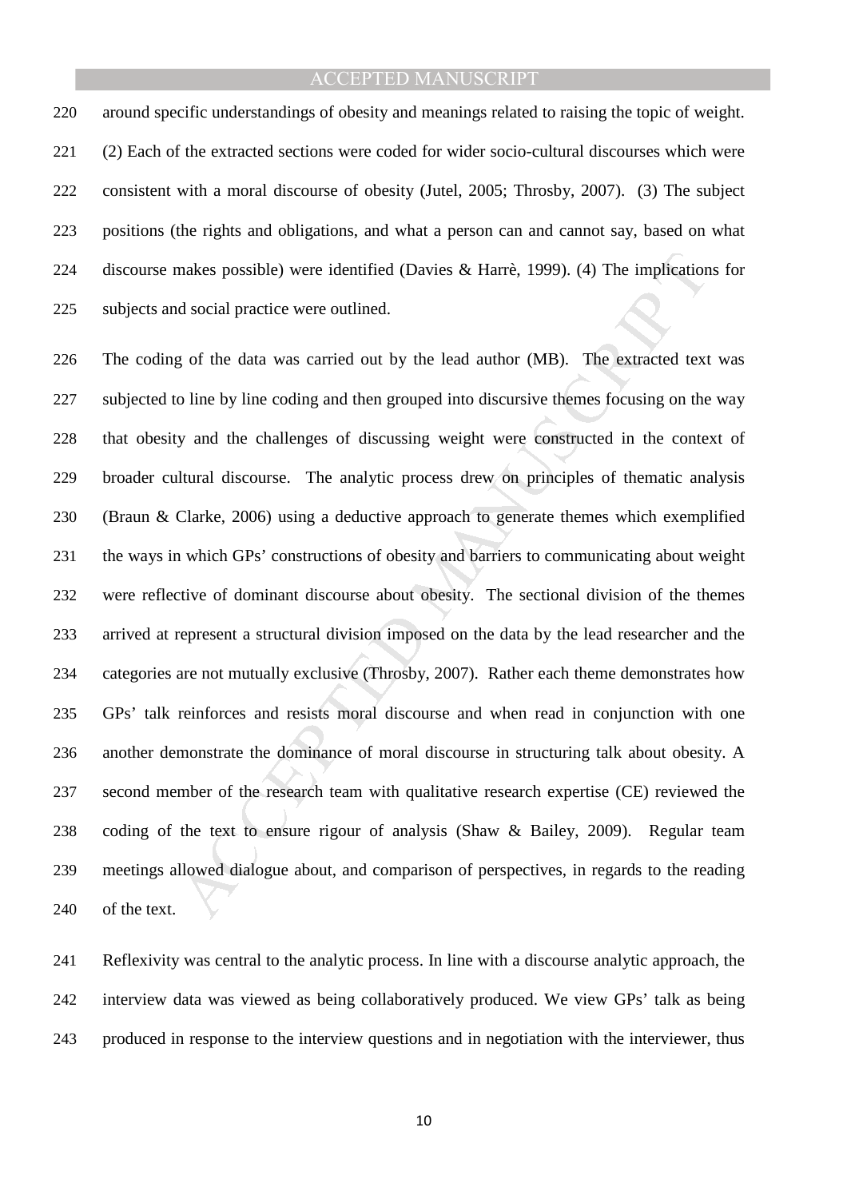around specific understandings of obesity and meanings related to raising the topic of weight. (2) Each of the extracted sections were coded for wider socio-cultural discourses which were consistent with a moral discourse of obesity (Jutel, 2005; Throsby, 2007). (3) The subject positions (the rights and obligations, and what a person can and cannot say, based on what discourse makes possible) were identified (Davies & Harrè, 1999). (4) The implications for subjects and social practice were outlined.

The coding of the data was carried out by the lead author (MB). The extracted text was subjected to line by line coding and then grouped into discursive themes focusing on the way that obesity and the challenges of discussing weight were constructed in the context of broader cultural discourse. The analytic process drew on principles of thematic analysis (Braun & Clarke, 2006) using a deductive approach to generate themes which exemplified the ways in which GPs' constructions of obesity and barriers to communicating about weight were reflective of dominant discourse about obesity. The sectional division of the themes arrived at represent a structural division imposed on the data by the lead researcher and the categories are not mutually exclusive (Throsby, 2007). Rather each theme demonstrates how GPs' talk reinforces and resists moral discourse and when read in conjunction with one another demonstrate the dominance of moral discourse in structuring talk about obesity. A second member of the research team with qualitative research expertise (CE) reviewed the coding of the text to ensure rigour of analysis (Shaw & Bailey, 2009). Regular team meetings allowed dialogue about, and comparison of perspectives, in regards to the reading of the text.

Reflexivity was central to the analytic process. In line with a discourse analytic approach, the interview data was viewed as being collaboratively produced. We view GPs' talk as being produced in response to the interview questions and in negotiation with the interviewer, thus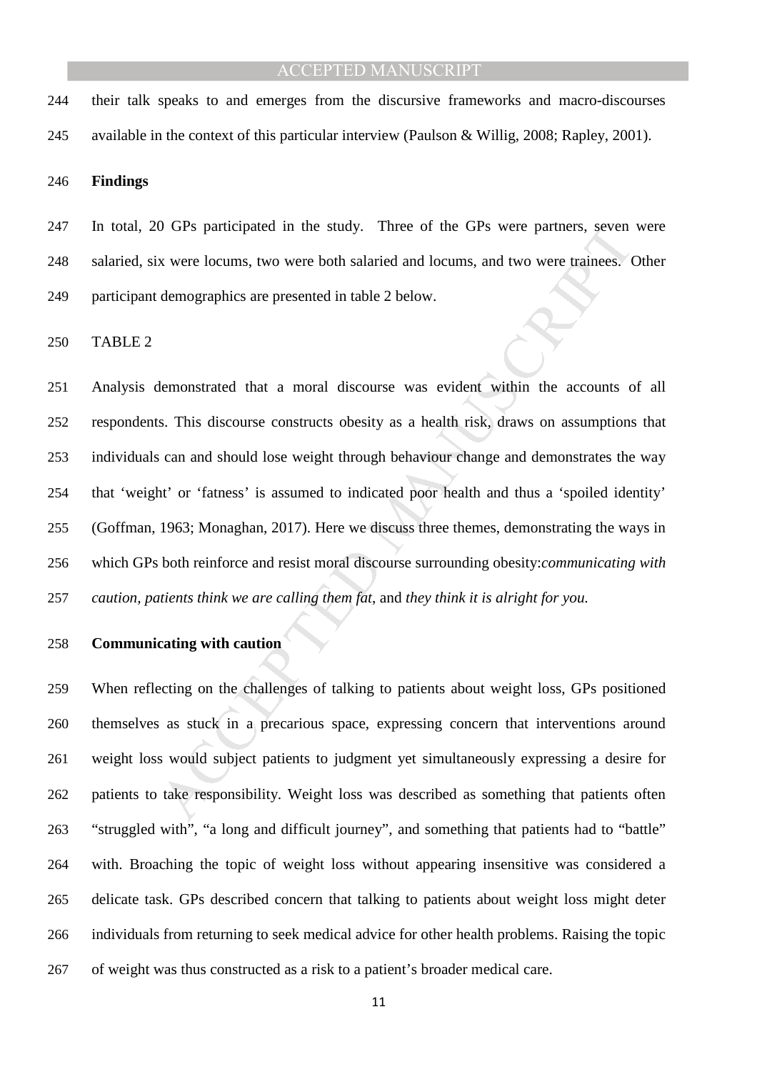their talk speaks to and emerges from the discursive frameworks and macro-discourses available in the context of this particular interview (Paulson & Willig, 2008; Rapley, 2001).

## Findings

In total, 20 GPs participated in the study. Three of the GPs were partners, seven were salaried, six were locums, two were both salaried and locums, and two were trainees. Other participant demographics are presented in table 2 below.

TABLE 2

Analysis demonstrated that a moral discourse was evident within the accounts of all respondents. This discourse constructs obesity as a health risk, draws on assumptions that individuals can and should lose weight through behaviour change and demonstrates the way that 'weight' or 'fatness' is assumed to indicated poor health and thus a 'spoiled identity' (Goffman, 1963; Monaghan, 2017). Here we discuss three themes, demonstrating the ways in which GPs both reinforce and resist moral discourse surrounding obesity:*communicating with caution*, *patients think we are calling them fat*, and *they think it is alright for you.*

### Communicating with caution

When reflecting on the challenges of talking to patients about weight loss, GPs positioned themselves as stuck in a precarious space, expressing concern that interventions around weight loss would subject patients to judgment yet simultaneously expressing a desire for patients to take responsibility. Weight loss was described as something that patients often "struggled with", "a long and difficult journey", and something that patients had to "battle" with. Broaching the topic of weight loss without appearing insensitive was considered a delicate task. GPs described concern that talking to patients about weight loss might deter individuals from returning to seek medical advice for other health problems. Raising the topic of weight was thus constructed as a risk to a patient's broader medical care.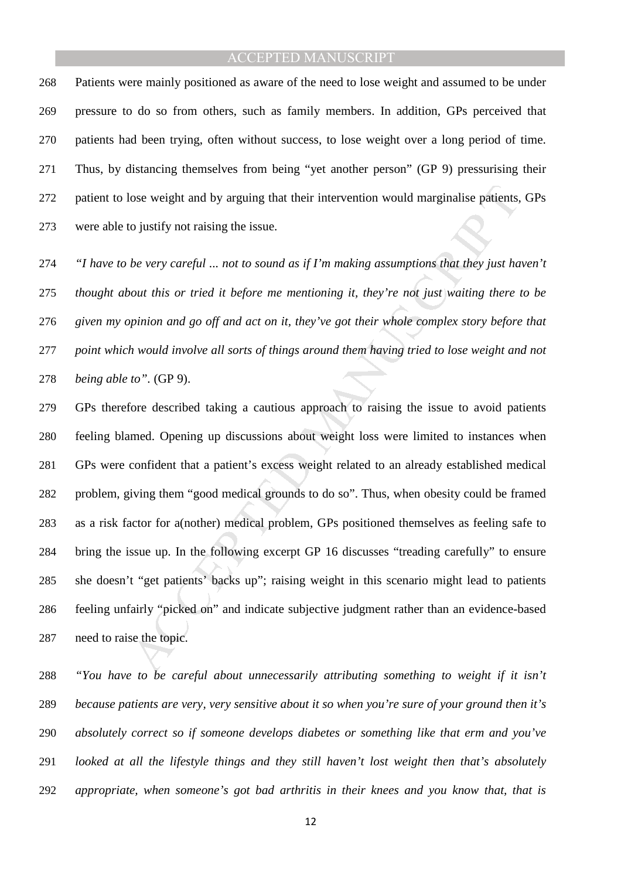Patients were mainly positioned as aware of the need to lose weight and assumed to be under pressure to do so from others, such as family members. In addition, GPs perceived that patients had been trying, often without success, to lose weight over a long period of time. Thus, by distancing themselves from being "yet another person" (GP 9) pressurising their patient to lose weight and by arguing that their intervention would marginalise patients, GPs were able to justify not raising the issue.

*"I have to be very careful ... not to sound as if I'm making assumptions that they just haven't thought about this or tried it before me mentioning it, they're not just waiting there to be given my opinion and go off and act on it, they've got their whole complex story before that point which would involve all sorts of things around them having tried to lose weight and not being able to".* (GP 9).

GPs therefore described taking a cautious approach to raising the issue to avoid patients feeling blamed. Opening up discussions about weight loss were limited to instances when GPs were confident that a patient's excess weight related to an already established medical problem, giving them "good medical grounds to do so". Thus, when obesity could be framed as a risk factor for a(nother) medical problem, GPs positioned themselves as feeling safe to bring the issue up. In the following excerpt GP 16 discusses "treading carefully" to ensure she doesn't "get patients' backs up"; raising weight in this scenario might lead to patients feeling unfairly "picked on" and indicate subjective judgment rather than an evidence-based need to raise the topic.

*"You have to be careful about unnecessarily attributing something to weight if it isn't because patients are very, very sensitive about it so when you're sure of your ground then it's absolutely correct so if someone develops diabetes or something like that erm and you've looked at all the lifestyle things and they still haven't lost weight then that's absolutely appropriate, when someone's got bad arthritis in their knees and you know that, that is*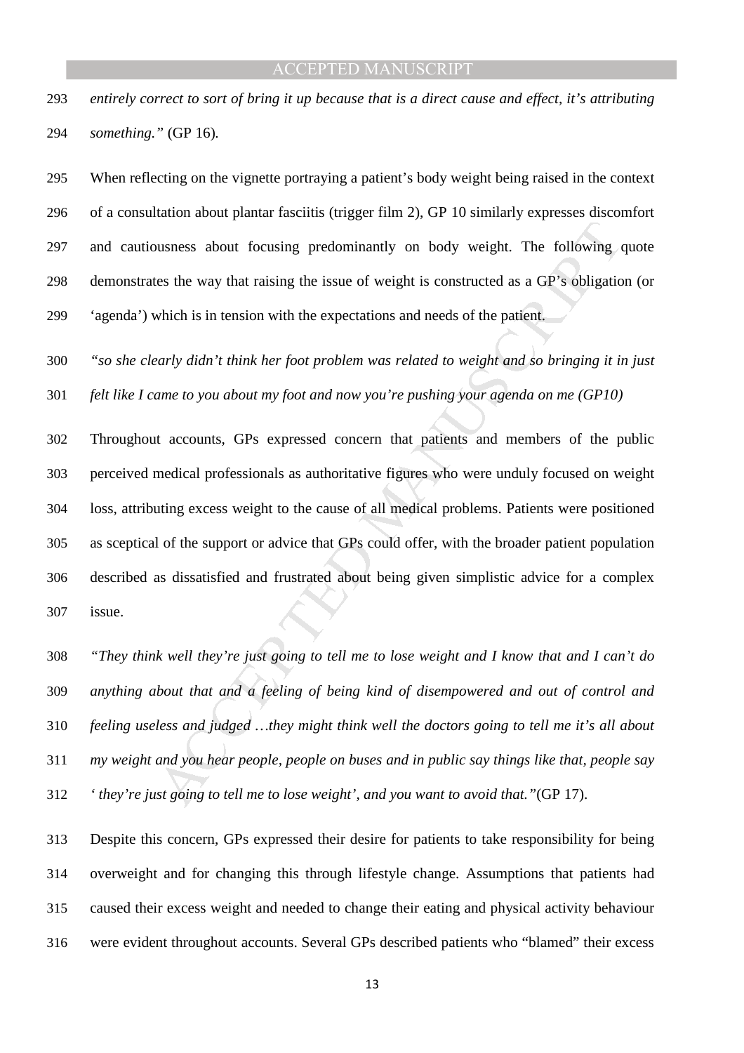*entirely correct to sort of bring it up because that is a direct cause and effect, it's attributing something."* (GP 16).

When reflecting on the vignette portraying a patient's body weight being raised in the context of a consultation about plantar fasciitis (trigger film 2), GP 10 similarly expresses discomfort and cautiousness about focusing predominantly on body weight. The following quote demonstrates the way that raising the issue of weight is constructed as a GP's obligation (or 'agenda') which is in tension with the expectations and needs of the patient.

*"so she clearly didn't think her foot problem was related to weight and so bringing it in just felt like I came to you about my foot and now you're pushing your agenda on me (GP10)*

Throughout accounts, GPs expressed concern that patients and members of the public perceived medical professionals as authoritative figures who were unduly focused on weight loss, attributing excess weight to the cause of all medical problems. Patients were positioned as sceptical of the support or advice that GPs could offer, with the broader patient population described as dissatisfied and frustrated about being given simplistic advice for a complex issue.

*"They think well they're just going to tell me to lose weight and I know that and I can't do anything about that and a feeling of being kind of disempowered and out of control and feeling useless and judged …they might think well the doctors going to tell me it's all about my weight and you hear people, people on buses and in public say things like that, people say ' they're just going to tell me to lose weight', and you want to avoid that."*(GP 17).

Despite this concern, GPs expressed their desire for patients to take responsibility for being overweight and for changing this through lifestyle change. Assumptions that patients had caused their excess weight and needed to change their eating and physical activity behaviour were evident throughout accounts. Several GPs described patients who "blamed" their excess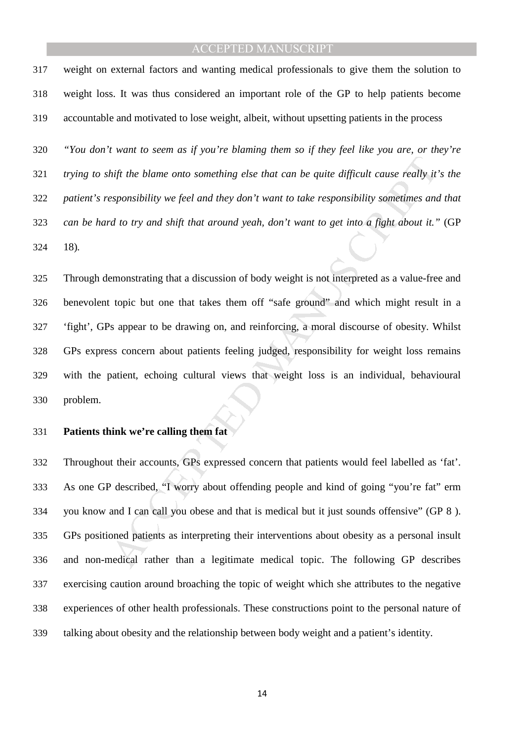weight on external factors and wanting medical professionals to give them the solution to weight loss. It was thus considered an important role of the GP to help patients become accountable and motivated to lose weight, albeit, without upsetting patients in the process

*"You don't want to seem as if you're blaming them so if they feel like you are, or they're trying to shift the blame onto something else that can be quite difficult cause really it's the patient's responsibility we feel and they don't want to take responsibility sometimes and that can be hard to try and shift that around yeah, don't want to get into a fight about it."* (GP 18).

Through demonstrating that a discussion of body weight is not interpreted as a value-free and benevolent topic but one that takes them off "safe ground" and which might result in a 'fight', GPs appear to be drawing on, and reinforcing, a moral discourse of obesity. Whilst GPs express concern about patients feeling judged, responsibility for weight loss remains with the patient, echoing cultural views that weight loss is an individual, behavioural problem.

**Patients think we're calling them fat**

Throughout their accounts, GPs expressed concern that patients would feel labelled as 'fat'. As one GP described, "I worry about offending people and kind of going "you're fat" erm you know and I can call you obese and that is medical but it just sounds offensive" (GP 8 ). GPs positioned patients as interpreting their interventions about obesity as a personal insult and non-medical rather than a legitimate medical topic. The following GP describes exercising caution around broaching the topic of weight which she attributes to the negative experiences of other health professionals. These constructions point to the personal nature of talking about obesity and the relationship between body weight and a patient's identity.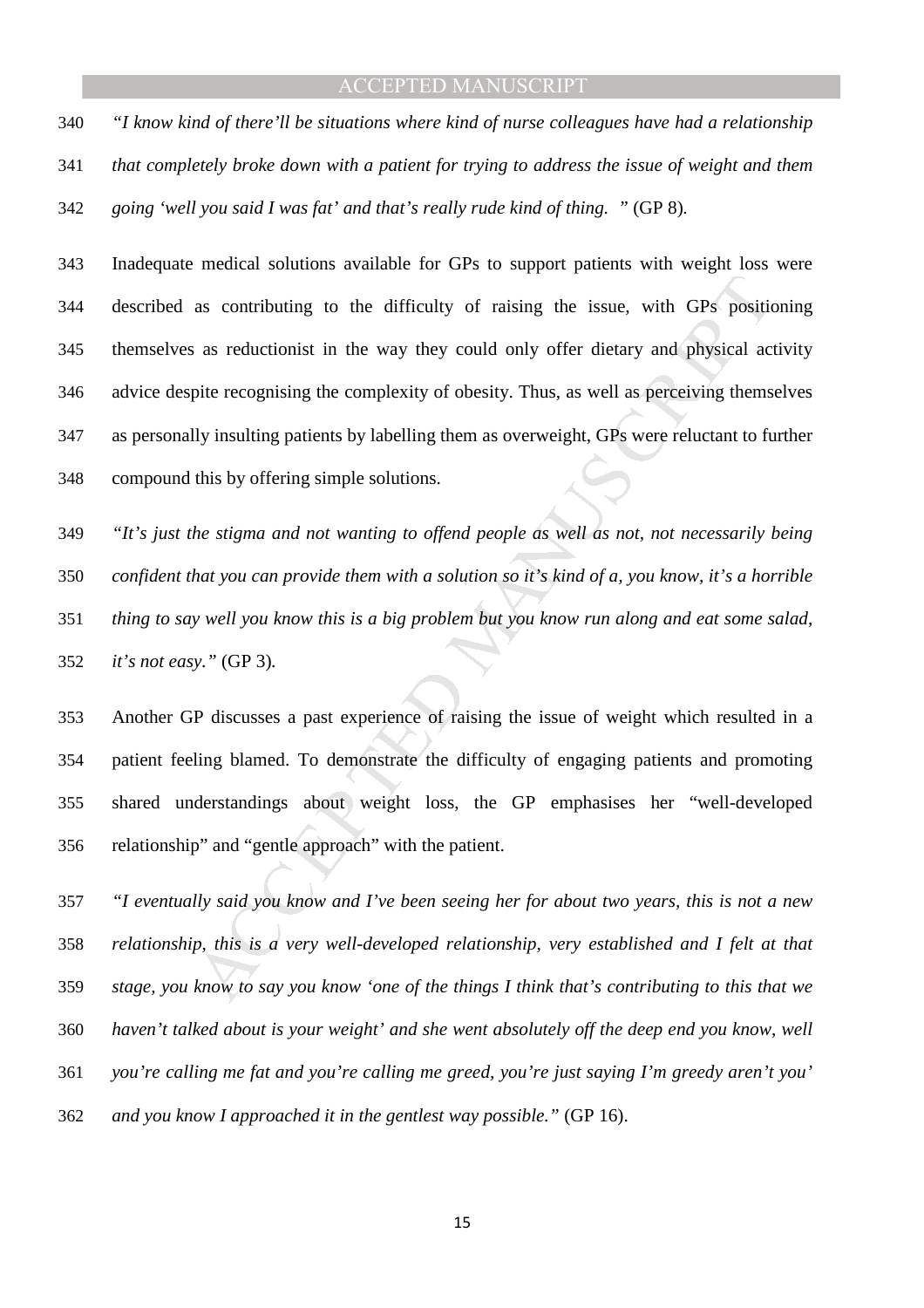*"I know kind of there'll be situations where kind of nurse colleagues have had a relationship that completely broke down with a patient for trying to address the issue of weight and them going 'well you said I was fat' and that's really rude kind of thing. "* (GP 8).

Inadequate medical solutions available for GPs to support patients with weight loss were described as contributing to the difficulty of raising the issue, with GPs positioning themselves as reductionist in the way they could only offer dietary and physical activity advice despite recognising the complexity of obesity. Thus, as well as perceiving themselves as personally insulting patients by labelling them as overweight, GPs were reluctant to further compound this by offering simple solutions.

*"It's just the stigma and not wanting to offend people as well as not, not necessarily being confident that you can provide them with a solution so it's kind of a, you know, it's a horrible thing to say well you know this is a big problem but you know run along and eat some salad, it's not easy."* (GP 3).

Another GP discusses a past experience of raising the issue of weight which resulted in a patient feeling blamed. To demonstrate the difficulty of engaging patients and promoting shared understandings about weight loss, the GP emphasises her "well-developed relationship" and "gentle approach" with the patient.

*"I eventually said you know and I've been seeing her for about two years, this is not a new relationship, this is a very well-developed relationship, very established and I felt at that stage, you know to say you know 'one of the things I think that's contributing to this that we haven't talked about is your weight' and she went absolutely off the deep end you know, well you're calling me fat and you're calling me greed, you're just saying I'm greedy aren't you' and you know I approached it in the gentlest way possible."* (GP 16).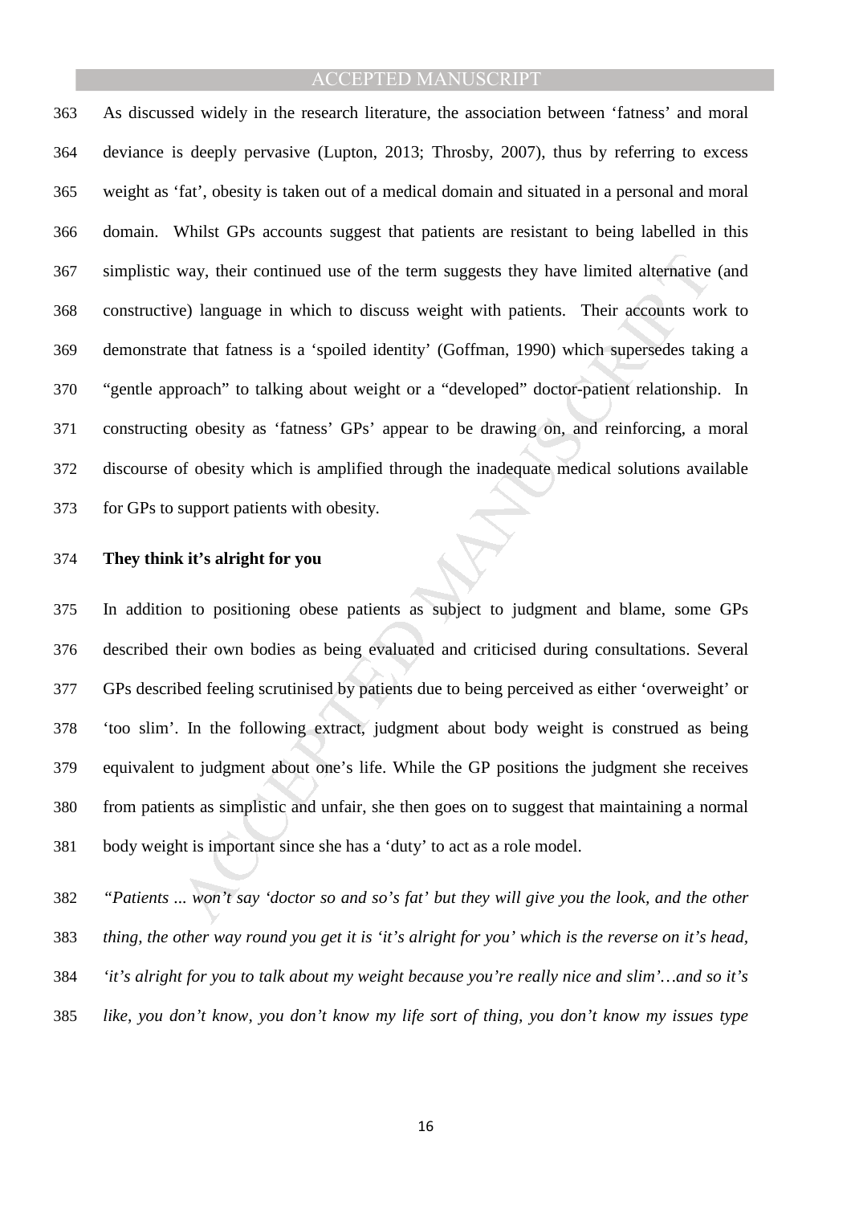As discussed widely in the research literature, the association between 'fatness' and moral deviance is deeply pervasive (Lupton, 2013; Throsby, 2007), thus by referring to excess weight as 'fat', obesity is taken out of a medical domain and situated in a personal and moral domain. Whilst GPs accounts suggest that patients are resistant to being labelled in this simplistic way, their continued use of the term suggests they have limited alternative (and constructive) language in which to discuss weight with patients. Their accounts work to demonstrate that fatness is a 'spoiled identity' (Goffman, 1990) which supersedes taking a "gentle approach" to talking about weight or a "developed" doctor-patient relationship. In constructing obesity as 'fatness' GPs' appear to be drawing on, and reinforcing, a moral discourse of obesity which is amplified through the inadequate medical solutions available for GPs to support patients with obesity.

**They think it's alright for you**

In addition to positioning obese patients as subject to judgment and blame, some GPs described their own bodies as being evaluated and criticised during consultations. Several GPs described feeling scrutinised by patients due to being perceived as either 'overweight' or 'too slim'. In the following extract, judgment about body weight is construed as being equivalent to judgment about one's life. While the GP positions the judgment she receives from patients as simplistic and unfair, she then goes on to suggest that maintaining a normal body weight is important since she has a 'duty' to act as a role model.

*"Patients ... won't say 'doctor so and so's fat' but they will give you the look, and the other thing, the other way round you get it is 'it's alright for you' which is the reverse on it's head, 'it's alright for you to talk about my weight because you're really nice and slim'…and so it's like, you don't know, you don't know my life sort of thing, you don't know my issues type*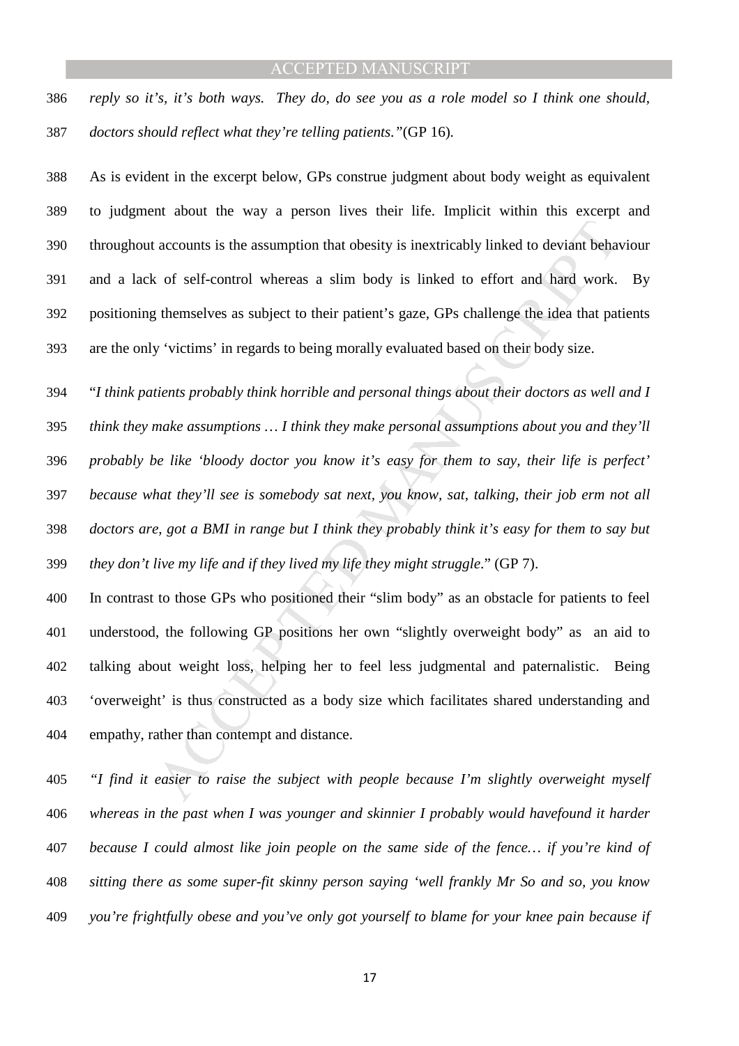*reply so it's, it's both ways. They do, do see you as a role model so I think one should, doctors should reflect what they're telling patients."*(GP 16).

As is evident in the excerpt below, GPs construe judgment about body weight as equivalent to judgment about the way a person lives their life. Implicit within this excerpt and throughout accounts is the assumption that obesity is inextricably linked to deviant behaviour and a lack of self-control whereas a slim body is linked to effort and hard work. By positioning themselves as subject to their patient's gaze, GPs challenge the idea that patients are the only 'victims' in regards to being morally evaluated based on their body size.

"*I think patients probably think horrible and personal things about their doctors as well and I think they make assumptions … I think they make personal assumptions about you and they'll probably be like 'bloody doctor you know it's easy for them to say, their life is perfect' because what they'll see is somebody sat next, you know, sat, talking, their job erm not all doctors are, got a BMI in range but I think they probably think it's easy for them to say but they don't live my life and if they lived my life they might struggle*." (GP 7).

In contrast to those GPs who positioned their "slim body" as an obstacle for patients to feel understood, the following GP positions her own "slightly overweight body" as an aid to talking about weight loss, helping her to feel less judgmental and paternalistic. Being 'overweight' is thus constructed as a body size which facilitates shared understanding and empathy, rather than contempt and distance.

*"I find it easier to raise the subject with people because I'm slightly overweight myself whereas in the past when I was younger and skinnier I probably would havefound it harder because I could almost like join people on the same side of the fence… if you're kind of sitting there as some super-fit skinny person saying 'well frankly Mr So and so, you know you're frightfully obese and you've only got yourself to blame for your knee pain because if*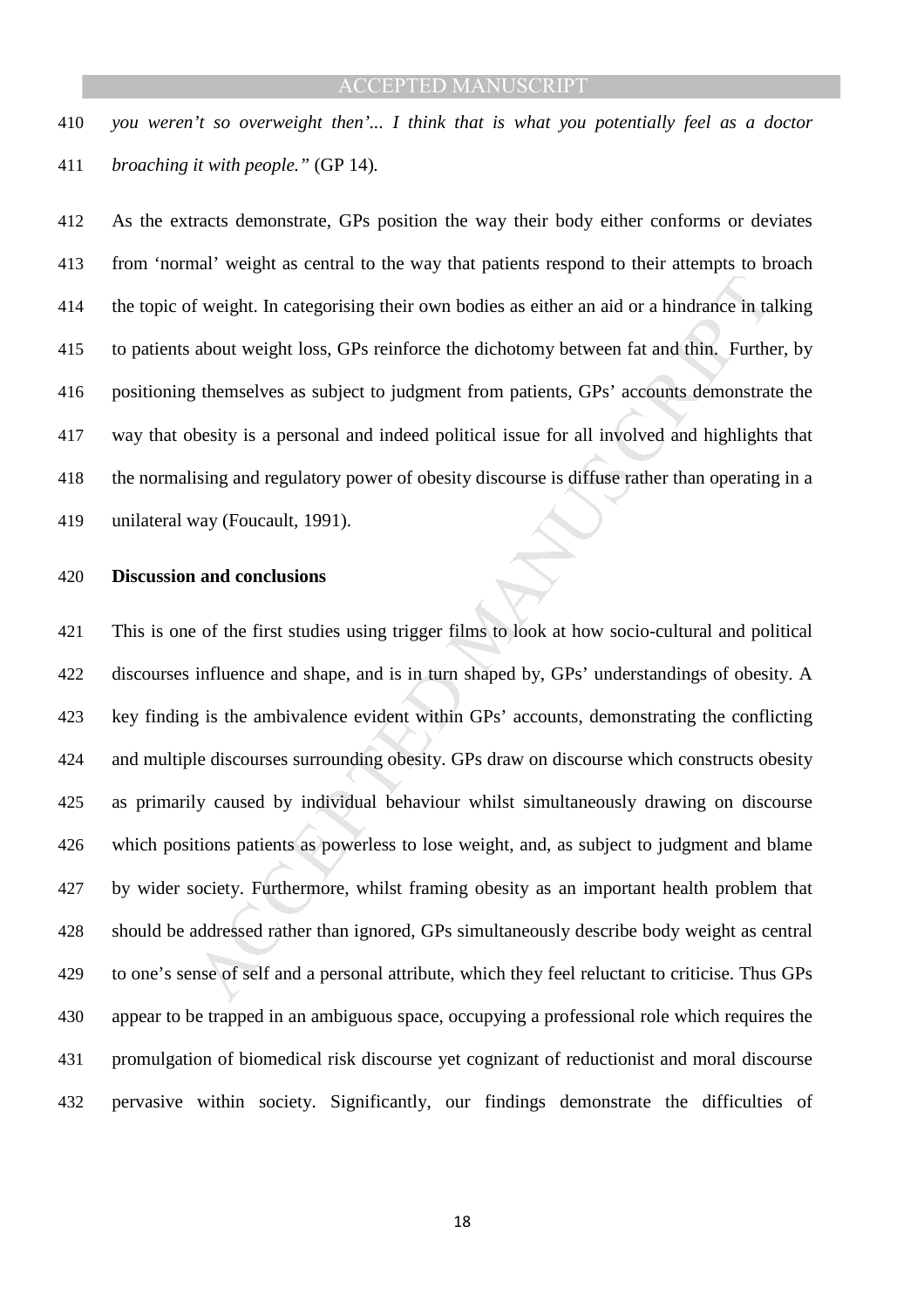*you weren't so overweight then'... I think that is what you potentially feel as a doctor broaching it with people."* (GP 14).

As the extracts demonstrate, GPs position the way their body either conforms or deviates from 'normal' weight as central to the way that patients respond to their attempts to broach the topic of weight. In categorising their own bodies as either an aid or a hindrance in talking to patients about weight loss, GPs reinforce the dichotomy between fat and thin. Further, by positioning themselves as subject to judgment from patients, GPs' accounts demonstrate the way that obesity is a personal and indeed political issue for all involved and highlights that the normalising and regulatory power of obesity discourse is diffuse rather than operating in a unilateral way (Foucault, 1991).

## Discussion and conclusions

This is one of the first studies using trigger films to look at how socio-cultural and political discourses influence and shape, and is in turn shaped by, GPs' understandings of obesity. A key finding is the ambivalence evident within GPs' accounts, demonstrating the conflicting and multiple discourses surrounding obesity. GPs draw on discourse which constructs obesity as primarily caused by individual behaviour whilst simultaneously drawing on discourse which positions patients as powerless to lose weight, and, as subject to judgment and blame by wider society. Furthermore, whilst framing obesity as an important health problem that should be addressed rather than ignored, GPs simultaneously describe body weight as central to one's sense of self and a personal attribute, which they feel reluctant to criticise. Thus GPs appear to be trapped in an ambiguous space, occupying a professional role which requires the promulgation of biomedical risk discourse yet cognizant of reductionist and moral discourse pervasive within society. Significantly, our findings demonstrate the difficulties of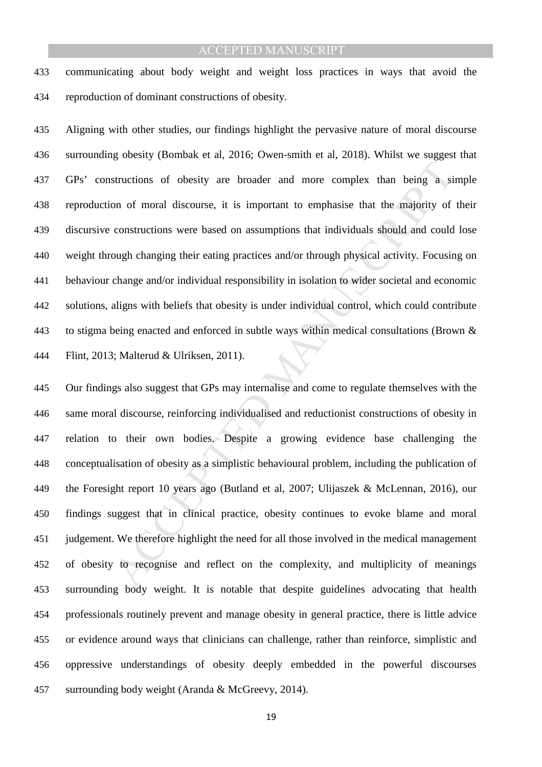communicating about body weight and weight loss practices in ways that avoid the reproduction of dominant constructions of obesity.

Aligning with other studies, our findings highlight the pervasive nature of moral discourse surrounding obesity (Bombak et al, 2016; Owen-smith et al, 2018). Whilst we suggest that GPs' constructions of obesity are broader and more complex than being a simple reproduction of moral discourse, it is important to emphasise that the majority of their discursive constructions were based on assumptions that individuals should and could lose weight through changing their eating practices and/or through physical activity. Focusing on behaviour change and/or individual responsibility in isolation to wider societal and economic solutions, aligns with beliefs that obesity is under individual control, which could contribute to stigma being enacted and enforced in subtle ways within medical consultations (Brown & Flint, 2013; Malterud & Ulriksen, 2011).

Our findings also suggest that GPs may internalise and come to regulate themselves with the same moral discourse, reinforcing individualised and reductionist constructions of obesity in relation to their own bodies. Despite a growing evidence base challenging the conceptualisation of obesity as a simplistic behavioural problem, including the publication of the Foresight report 10 years ago (Butland et al, 2007; Ulijaszek & McLennan, 2016), our findings suggest that in clinical practice, obesity continues to evoke blame and moral judgement. We therefore highlight the need for all those involved in the medical management of obesity to recognise and reflect on the complexity, and multiplicity of meanings surrounding body weight. It is notable that despite guidelines advocating that health professionals routinely prevent and manage obesity in general practice, there is little advice or evidence around ways that clinicians can challenge, rather than reinforce, simplistic and oppressive understandings of obesity deeply embedded in the powerful discourses surrounding body weight (Aranda & McGreevy, 2014).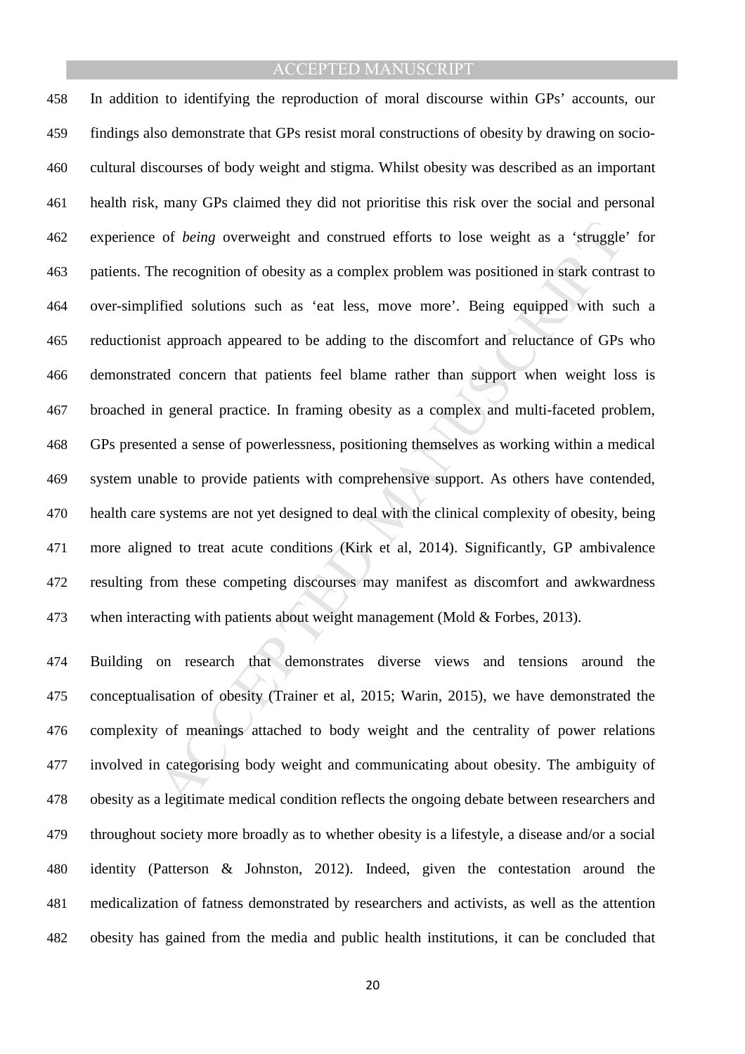In addition to identifying the reproduction of moral discourse within GPs' accounts, our findings also demonstrate that GPs resist moral constructions of obesity by drawing on socio-cultural discourses of body weight and stigma. Whilst obesity was described as an important health risk, many GPs claimed they did not prioritise this risk over the social and personal experience of *being* overweight and construed efforts to lose weight as a 'struggle' for patients. The recognition of obesity as a complex problem was positioned in stark contrast to over-simplified solutions such as 'eat less, move more'. Being equipped with such a reductionist approach appeared to be adding to the discomfort and reluctance of GPs who demonstrated concern that patients feel blame rather than support when weight loss is broached in general practice. In framing obesity as a complex and multi-faceted problem, GPs presented a sense of powerlessness, positioning themselves as working within a medical system unable to provide patients with comprehensive support. As others have contended, health care systems are not yet designed to deal with the clinical complexity of obesity, being more aligned to treat acute conditions (Kirk et al, 2014). Significantly, GP ambivalence resulting from these competing discourses may manifest as discomfort and awkwardness when interacting with patients about weight management (Mold & Forbes, 2013).

Building on research that demonstrates diverse views and tensions around the conceptualisation of obesity (Trainer et al, 2015; Warin, 2015), we have demonstrated the complexity of meanings attached to body weight and the centrality of power relations involved in categorising body weight and communicating about obesity. The ambiguity of obesity as a legitimate medical condition reflects the ongoing debate between researchers and throughout society more broadly as to whether obesity is a lifestyle, a disease and/or a social identity (Patterson & Johnston, 2012). Indeed, given the contestation around the medicalization of fatness demonstrated by researchers and activists, as well as the attention obesity has gained from the media and public health institutions, it can be concluded that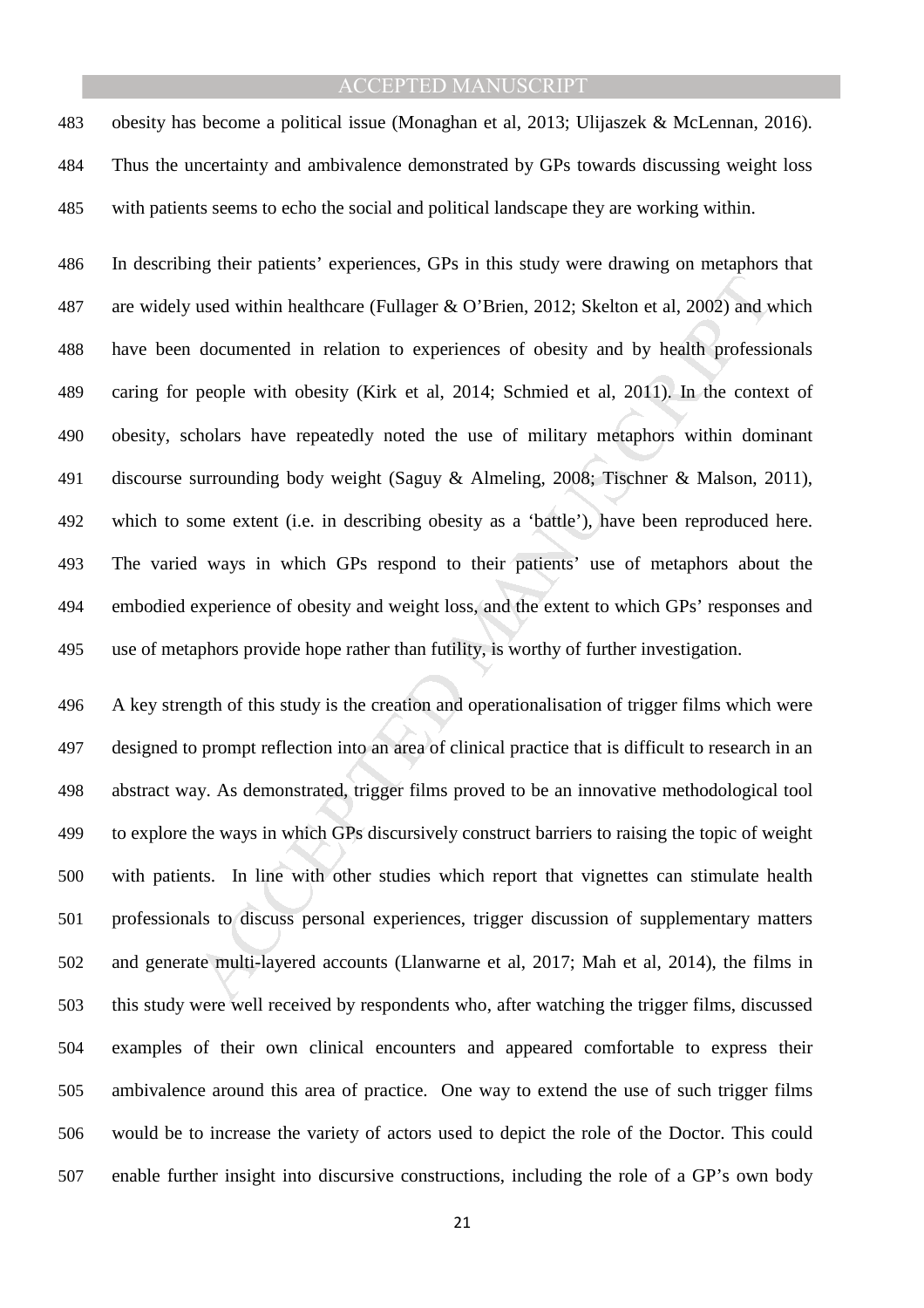obesity has become a political issue (Monaghan et al, 2013; Ulijaszek & McLennan, 2016). Thus the uncertainty and ambivalence demonstrated by GPs towards discussing weight loss with patients seems to echo the social and political landscape they are working within.

In describing their patients' experiences, GPs in this study were drawing on metaphors that are widely used within healthcare (Fullager & O'Brien, 2012; Skelton et al, 2002) and which have been documented in relation to experiences of obesity and by health professionals caring for people with obesity (Kirk et al, 2014; Schmied et al, 2011). In the context of obesity, scholars have repeatedly noted the use of military metaphors within dominant discourse surrounding body weight (Saguy & Almeling, 2008; Tischner & Malson, 2011), which to some extent (i.e. in describing obesity as a 'battle'), have been reproduced here. The varied ways in which GPs respond to their patients' use of metaphors about the embodied experience of obesity and weight loss, and the extent to which GPs' responses and use of metaphors provide hope rather than futility, is worthy of further investigation.

A key strength of this study is the creation and operationalisation of trigger films which were designed to prompt reflection into an area of clinical practice that is difficult to research in an abstract way. As demonstrated, trigger films proved to be an innovative methodological tool to explore the ways in which GPs discursively construct barriers to raising the topic of weight with patients. In line with other studies which report that vignettes can stimulate health professionals to discuss personal experiences, trigger discussion of supplementary matters and generate multi-layered accounts (Llanwarne et al, 2017; Mah et al, 2014), the films in this study were well received by respondents who, after watching the trigger films, discussed examples of their own clinical encounters and appeared comfortable to express their ambivalence around this area of practice. One way to extend the use of such trigger films would be to increase the variety of actors used to depict the role of the Doctor. This could enable further insight into discursive constructions, including the role of a GP's own body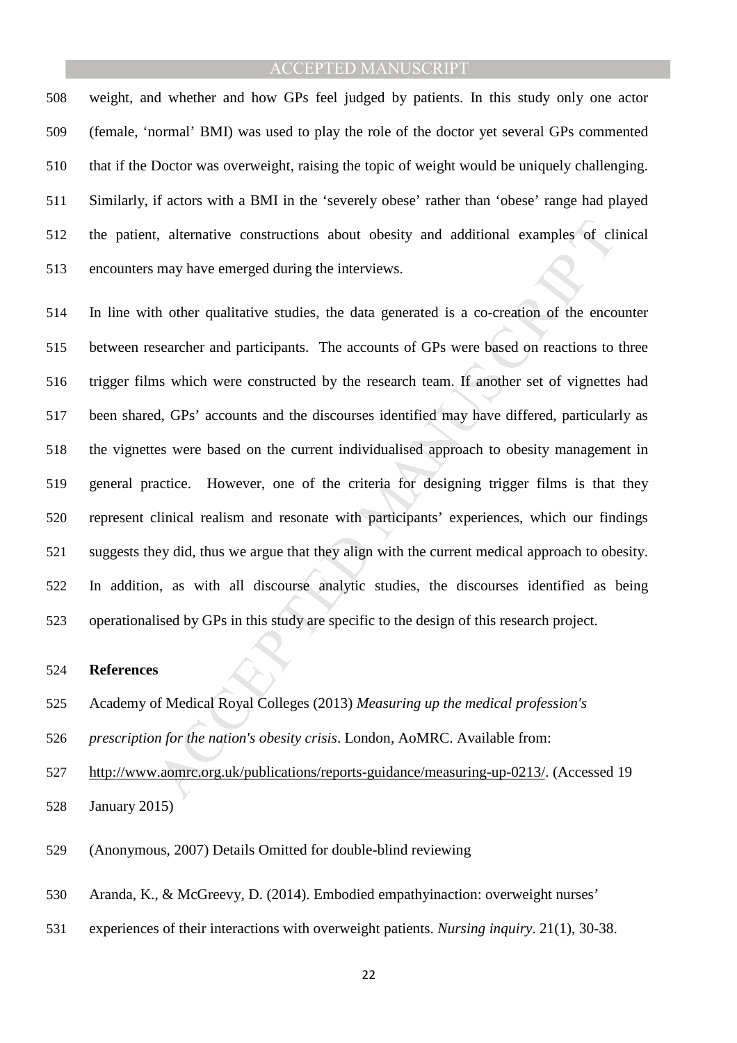weight, and whether and how GPs feel judged by patients. In this study only one actor (female, 'normal' BMI) was used to play the role of the doctor yet several GPs commented that if the Doctor was overweight, raising the topic of weight would be uniquely challenging. Similarly, if actors with a BMI in the 'severely obese' rather than 'obese' range had played the patient, alternative constructions about obesity and additional examples of clinical encounters may have emerged during the interviews.

In line with other qualitative studies, the data generated is a co-creation of the encounter between researcher and participants. The accounts of GPs were based on reactions to three trigger films which were constructed by the research team. If another set of vignettes had been shared, GPs' accounts and the discourses identified may have differed, particularly as the vignettes were based on the current individualised approach to obesity management in general practice. However, one of the criteria for designing trigger films is that they represent clinical realism and resonate with participants' experiences, which our findings suggests they did, thus we argue that they align with the current medical approach to obesity. In addition, as with all discourse analytic studies, the discourses identified as being operationalised by GPs in this study are specific to the design of this research project.

**References**

Academy of Medical Royal Colleges (2013) *Measuring up the medical profession's prescription for the nation's obesity crisis*. London, AoMRC. Available from: http://www.aomrc.org.uk/publications/reports-guidance/measuring-up-0213/. (Accessed 19 January 2015)

(Anonymous, 2007) Details Omitted for double-blind reviewing

Aranda, K., & McGreevy, D. (2014). Embodied empathyinaction: overweight nurses' experiences of their interactions with overweight patients. *Nursing inquiry*. 21(1), 30-38.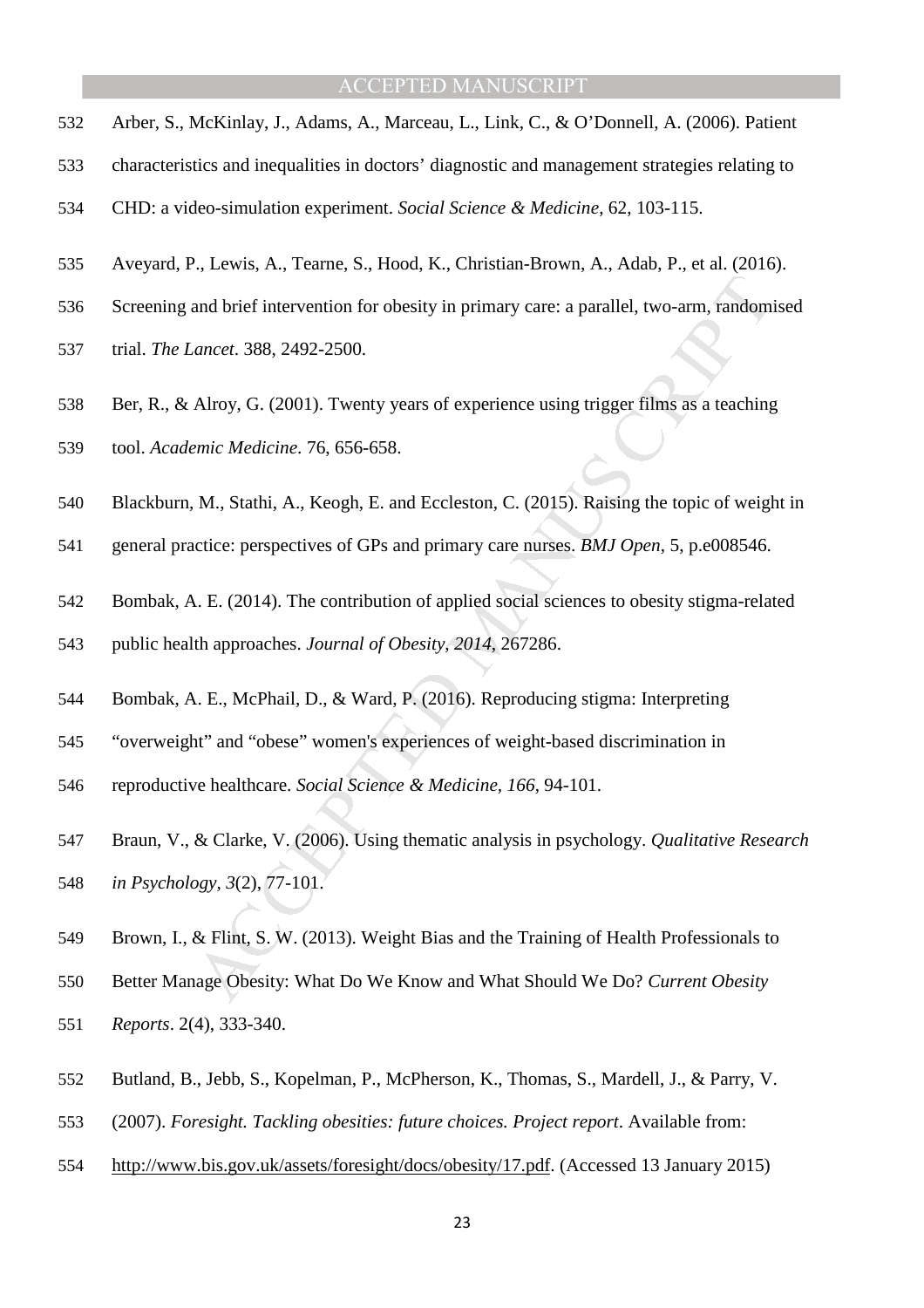Arber, S., McKinlay, J., Adams, A., Marceau, L., Link, C., & O'Donnell, A. (2006). Patient characteristics and inequalities in doctors' diagnostic and management strategies relating to CHD: a video-simulation experiment. *Social Science & Medicine*, 62, 103-115.

Aveyard, P., Lewis, A., Tearne, S., Hood, K., Christian-Brown, A., Adab, P., et al. (2016). Screening and brief intervention for obesity in primary care: a parallel, two-arm, randomised trial. *The Lancet*. 388, 2492-2500.

Ber, R., & Alroy, G. (2001). Twenty years of experience using trigger films as a teaching tool. *Academic Medicine*. 76, 656-658.

Blackburn, M., Stathi, A., Keogh, E. and Eccleston, C. (2015). Raising the topic of weight in general practice: perspectives of GPs and primary care nurses. *BMJ Open*, 5, p.e008546.

Bombak, A. E. (2014). The contribution of applied social sciences to obesity stigma-related public health approaches. *Journal of Obesity, 2014*, 267286.

Bombak, A. E., McPhail, D., & Ward, P. (2016). Reproducing stigma: Interpreting "overweight" and "obese" women's experiences of weight-based discrimination in reproductive healthcare. *Social Science & Medicine, 166*, 94-101.

Braun, V., & Clarke, V. (2006). Using thematic analysis in psychology. *Qualitative Research in Psychology, 3*(2), 77-101.

Brown, I., & Flint, S. W. (2013). Weight Bias and the Training of Health Professionals to Better Manage Obesity: What Do We Know and What Should We Do? *Current Obesity Reports*. 2(4), 333-340.

Butland, B., Jebb, S., Kopelman, P., McPherson, K., Thomas, S., Mardell, J., & Parry, V. (2007). *Foresight. Tackling obesities: future choices. Project report*. Available from: http://www.bis.gov.uk/assets/foresight/docs/obesity/17.pdf. (Accessed 13 January 2015)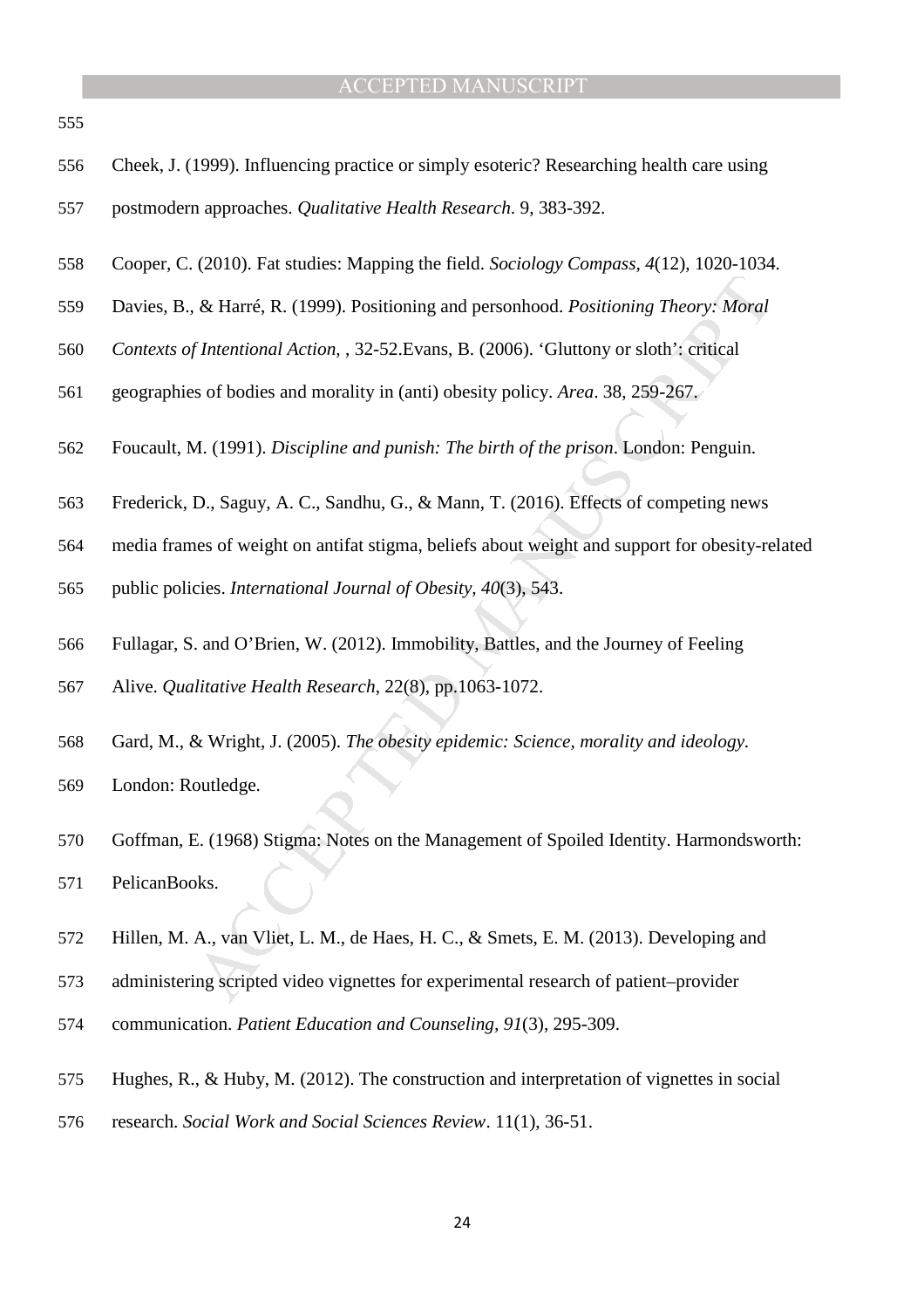Cheek, J. (1999). Influencing practice or simply esoteric? Researching health care using postmodern approaches. *Qualitative Health Research*. 9, 383-392.

Cooper, C. (2010). Fat studies: Mapping the field. *Sociology Compass, 4*(12), 1020-1034.

Davies, B., & Harré, R. (1999). Positioning and personhood. *Positioning Theory: Moral Contexts of Intentional Action,* , 32-52.Evans, B. (2006). 'Gluttony or sloth': critical geographies of bodies and morality in (anti) obesity policy. *Area*. 38, 259-267.

Foucault, M. (1991). *Discipline and punish: The birth of the prison*. London: Penguin.

Frederick, D., Saguy, A. C., Sandhu, G., & Mann, T. (2016). Effects of competing news media frames of weight on antifat stigma, beliefs about weight and support for obesity-related public policies. *International Journal of Obesity, 40*(3), 543.

Fullagar, S. and O'Brien, W. (2012). Immobility, Battles, and the Journey of Feeling Alive. *Qualitative Health Research*, 22(8), pp.1063-1072.

Gard, M., & Wright, J. (2005). *The obesity epidemic: Science, morality and ideology*. London: Routledge.

Goffman, E. (1968) Stigma: Notes on the Management of Spoiled Identity. Harmondsworth: PelicanBooks.

Hillen, M. A., van Vliet, L. M., de Haes, H. C., & Smets, E. M. (2013). Developing and administering scripted video vignettes for experimental research of patient–provider communication. *Patient Education and Counseling, 91*(3), 295-309.

Hughes, R., & Huby, M. (2012). The construction and interpretation of vignettes in social research. *Social Work and Social Sciences Review*. 11(1), 36-51.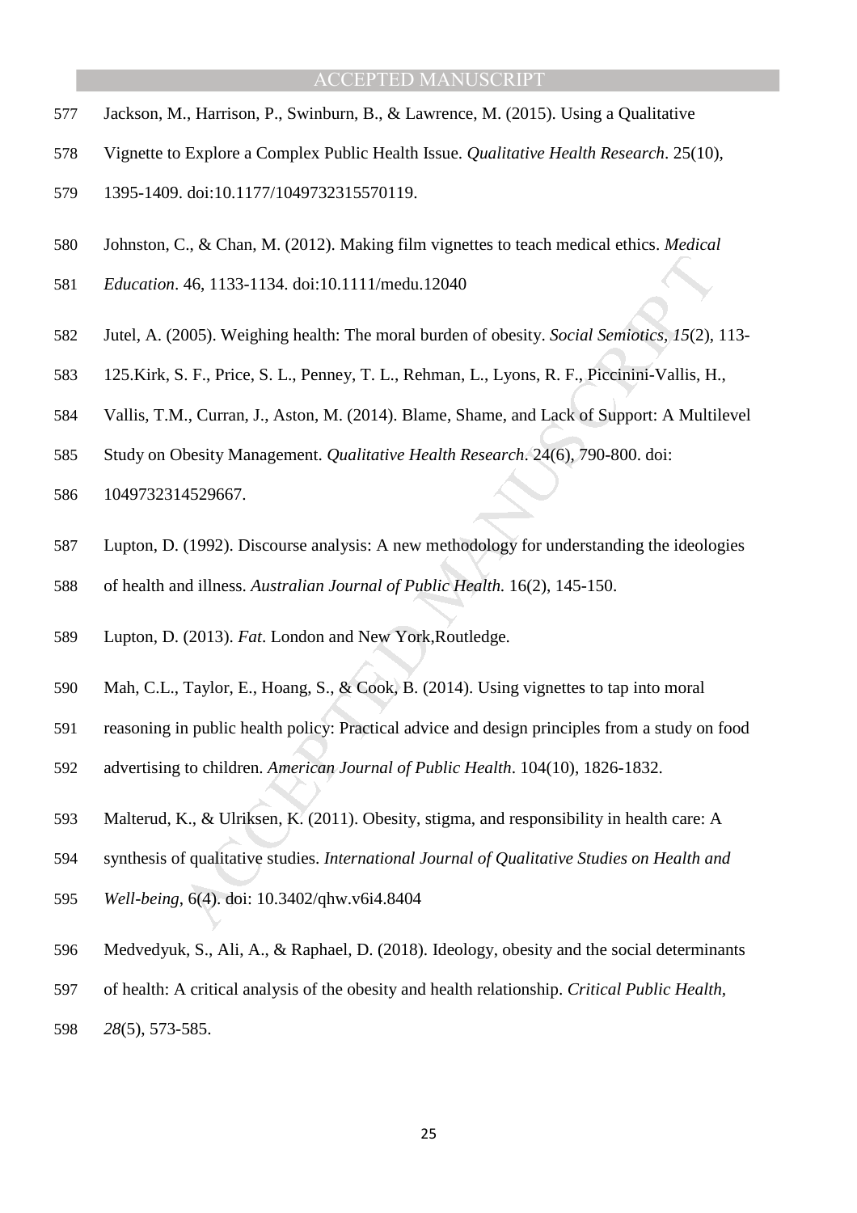Jackson, M., Harrison, P., Swinburn, B., & Lawrence, M. (2015). Using a Qualitative Vignette to Explore a Complex Public Health Issue. *Qualitative Health Research*. 25(10), 1395-1409. doi:10.1177/1049732315570119.

Johnston, C., & Chan, M. (2012). Making film vignettes to teach medical ethics. *Medical Education*. 46, 1133-1134. doi:10.1111/medu.12040

Jutel, A. (2005). Weighing health: The moral burden of obesity. *Social Semiotics*, *15*(2), 113-125.Kirk, S. F., Price, S. L., Penney, T. L., Rehman, L., Lyons, R. F., Piccinini-Vallis, H., Vallis, T.M., Curran, J., Aston, M. (2014). Blame, Shame, and Lack of Support: A Multilevel Study on Obesity Management. *Qualitative Health Research*. 24(6), 790-800. doi: 1049732314529667.

Lupton, D. (1992). Discourse analysis: A new methodology for understanding the ideologies of health and illness. *Australian Journal of Public Health.* 16(2), 145-150.

Lupton, D. (2013). *Fat*. London and New York,Routledge.

Mah, C.L., Taylor, E., Hoang, S., & Cook, B. (2014). Using vignettes to tap into moral reasoning in public health policy: Practical advice and design principles from a study on food advertising to children. *American Journal of Public Health*. 104(10), 1826-1832.

Malterud, K., & Ulriksen, K. (2011). Obesity, stigma, and responsibility in health care: A synthesis of qualitative studies. *International Journal of Qualitative Studies on Health and Well-being*, 6(4). doi: 10.3402/qhw.v6i4.8404

Medvedyuk, S., Ali, A., & Raphael, D. (2018). Ideology, obesity and the social determinants of health: A critical analysis of the obesity and health relationship. *Critical Public Health*, *28*(5), 573-585.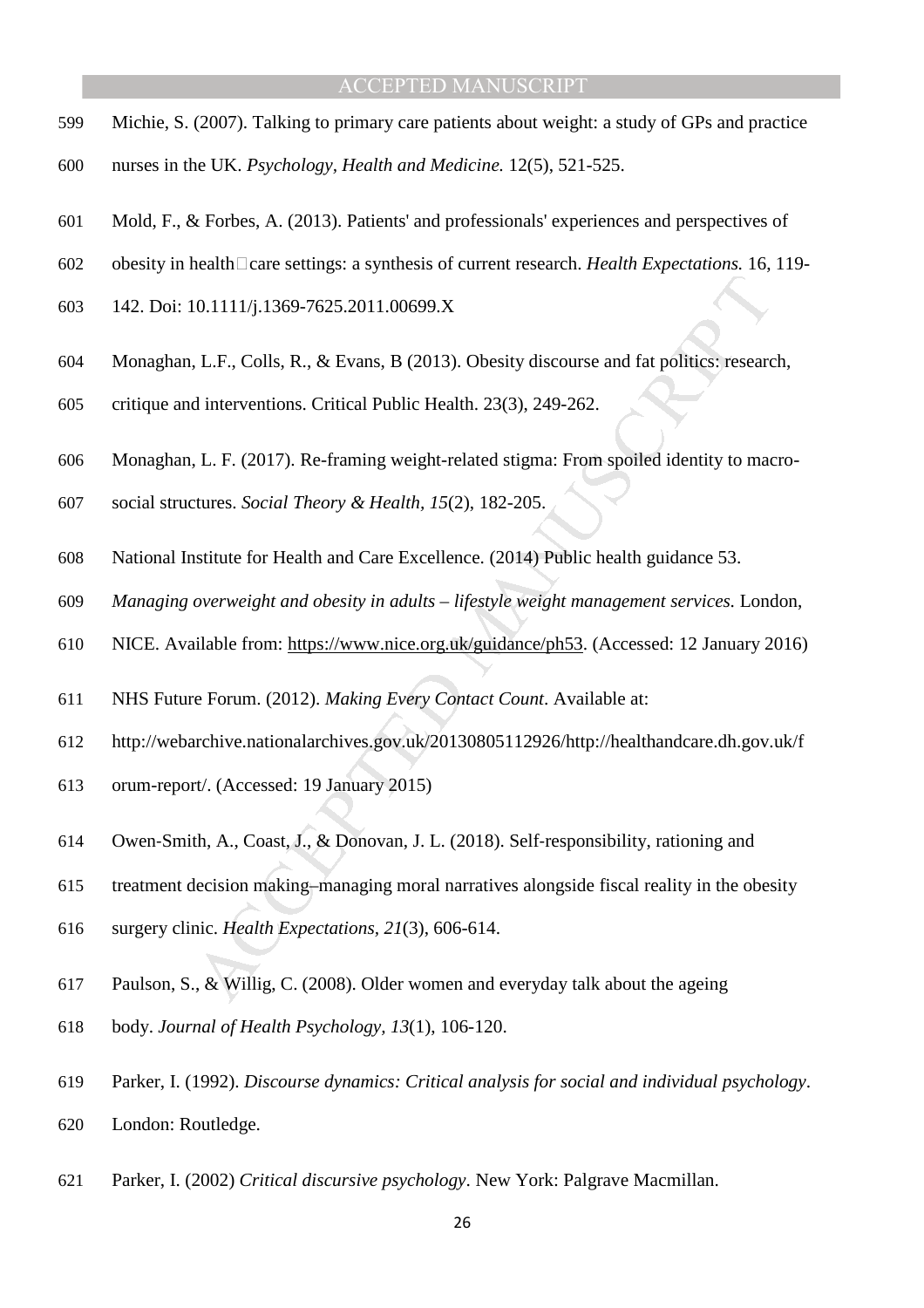Michie, S. (2007). Talking to primary care patients about weight: a study of GPs and practice nurses in the UK. *Psychology, Health and Medicine.* 12(5), 521-525.

Mold, F., & Forbes, A. (2013). Patients' and professionals' experiences and perspectives of obesity in health□care settings: a synthesis of current research. *Health Expectations.* 16, 119-142. Doi: 10.1111/j.1369-7625.2011.00699.X

Monaghan, L.F., Colls, R., & Evans, B (2013). Obesity discourse and fat politics: research, critique and interventions. Critical Public Health. 23(3), 249-262.

Monaghan, L. F. (2017). Re-framing weight-related stigma: From spoiled identity to macro-social structures. *Social Theory & Health, 15*(2), 182-205.

National Institute for Health and Care Excellence. (2014) Public health guidance 53. *Managing overweight and obesity in adults – lifestyle weight management services.* London, NICE. Available from: https://www.nice.org.uk/guidance/ph53. (Accessed: 12 January 2016)

NHS Future Forum. (2012). *Making Every Contact Count*. Available at: http://webarchive.nationalarchives.gov.uk/20130805112926/http://healthandcare.dh.gov.uk/forum-report/. (Accessed: 19 January 2015)

Owen-Smith, A., Coast, J., & Donovan, J. L. (2018). Self-responsibility, rationing and treatment decision making–managing moral narratives alongside fiscal reality in the obesity surgery clinic. *Health Expectations, 21*(3), 606-614.

Paulson, S., & Willig, C. (2008). Older women and everyday talk about the ageing body. *Journal of Health Psychology, 13*(1), 106-120.

Parker, I. (1992). *Discourse dynamics: Critical analysis for social and individual psychology*. London: Routledge.

Parker, I. (2002) *Critical discursive psychology*. New York: Palgrave Macmillan.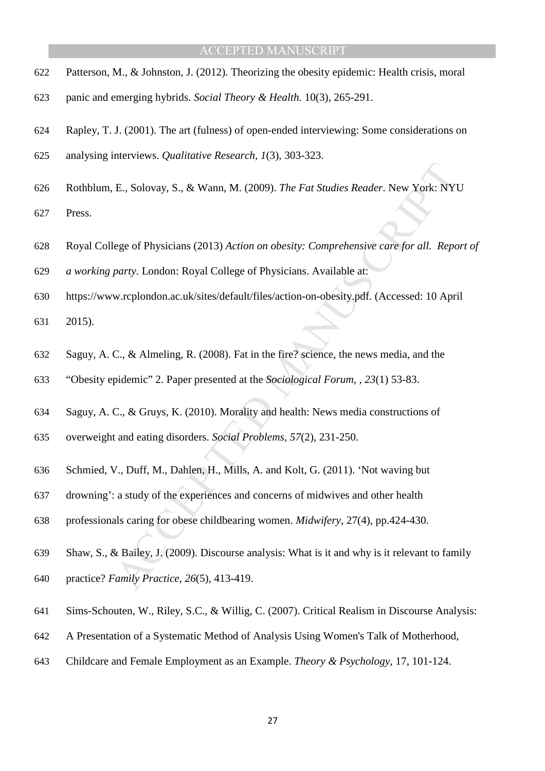Patterson, M., & Johnston, J. (2012). Theorizing the obesity epidemic: Health crisis, moral panic and emerging hybrids. *Social Theory & Health.* 10(3), 265-291.

Rapley, T. J. (2001). The art (fulness) of open-ended interviewing: Some considerations on analysing interviews. *Qualitative Research, 1*(3), 303-323.

Rothblum, E., Solovay, S., & Wann, M. (2009). *The Fat Studies Reader*. New York: NYU Press.

Royal College of Physicians (2013) *Action on obesity: Comprehensive care for all. Report of a working party*. London: Royal College of Physicians. Available at: https://www.rcplondon.ac.uk/sites/default/files/action-on-obesity.pdf. (Accessed: 10 April 2015).

Saguy, A. C., & Almeling, R. (2008). Fat in the fire? science, the news media, and the "Obesity epidemic" 2. Paper presented at the *Sociological Forum, , 23*(1) 53-83.

Saguy, A. C., & Gruys, K. (2010). Morality and health: News media constructions of overweight and eating disorders. *Social Problems, 57*(2), 231-250.

Schmied, V., Duff, M., Dahlen, H., Mills, A. and Kolt, G. (2011). 'Not waving but drowning': a study of the experiences and concerns of midwives and other health professionals caring for obese childbearing women. *Midwifery*, 27(4), pp.424-430.

Shaw, S., & Bailey, J. (2009). Discourse analysis: What is it and why is it relevant to family practice? *Family Practice, 26*(5), 413-419.

Sims-Schouten, W., Riley, S.C., & Willig, C. (2007). Critical Realism in Discourse Analysis: A Presentation of a Systematic Method of Analysis Using Women's Talk of Motherhood, Childcare and Female Employment as an Example. *Theory & Psychology*, 17, 101-124.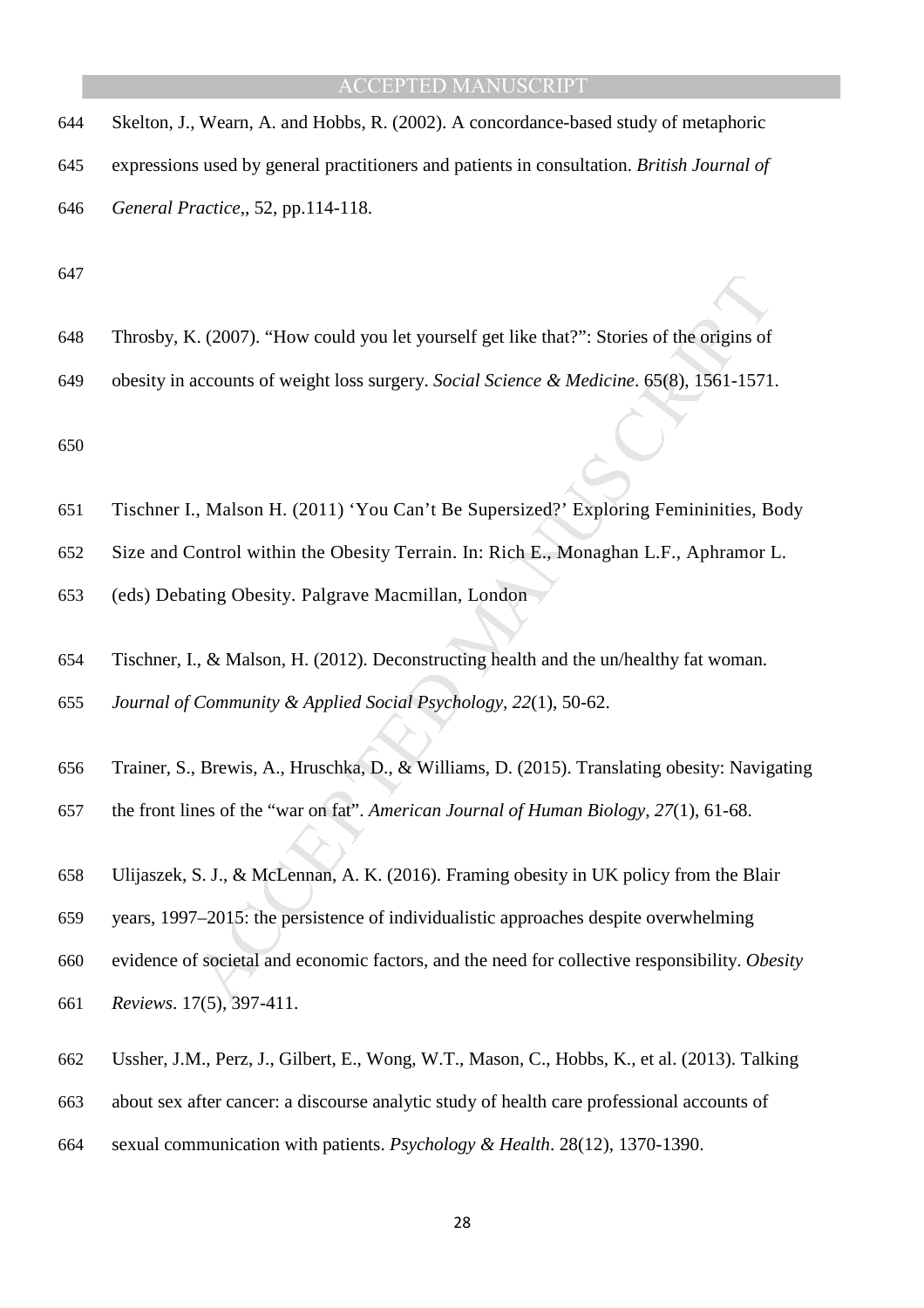Skelton, J., Wearn, A. and Hobbs, R. (2002). A concordance-based study of metaphoric expressions used by general practitioners and patients in consultation. *British Journal of General Practice*,, 52, pp.114-118.

Throsby, K. (2007). "How could you let yourself get like that?": Stories of the origins of obesity in accounts of weight loss surgery. *Social Science & Medicine*. 65(8), 1561-1571.

Tischner I., Malson H. (2011) 'You Can't Be Supersized?' Exploring Femininities, Body Size and Control within the Obesity Terrain. In: Rich E., Monaghan L.F., Aphramor L. (eds) Debating Obesity. Palgrave Macmillan, London

Tischner, I., & Malson, H. (2012). Deconstructing health and the un/healthy fat woman. *Journal of Community & Applied Social Psychology, 22*(1), 50-62.

Trainer, S., Brewis, A., Hruschka, D., & Williams, D. (2015). Translating obesity: Navigating the front lines of the "war on fat". *American Journal of Human Biology*, *27*(1), 61-68.

Ulijaszek, S. J., & McLennan, A. K. (2016). Framing obesity in UK policy from the Blair years, 1997–2015: the persistence of individualistic approaches despite overwhelming evidence of societal and economic factors, and the need for collective responsibility. *Obesity Reviews*. 17(5), 397-411.

Ussher, J.M., Perz, J., Gilbert, E., Wong, W.T., Mason, C., Hobbs, K., et al. (2013). Talking about sex after cancer: a discourse analytic study of health care professional accounts of sexual communication with patients. *Psychology & Health*. 28(12), 1370-1390.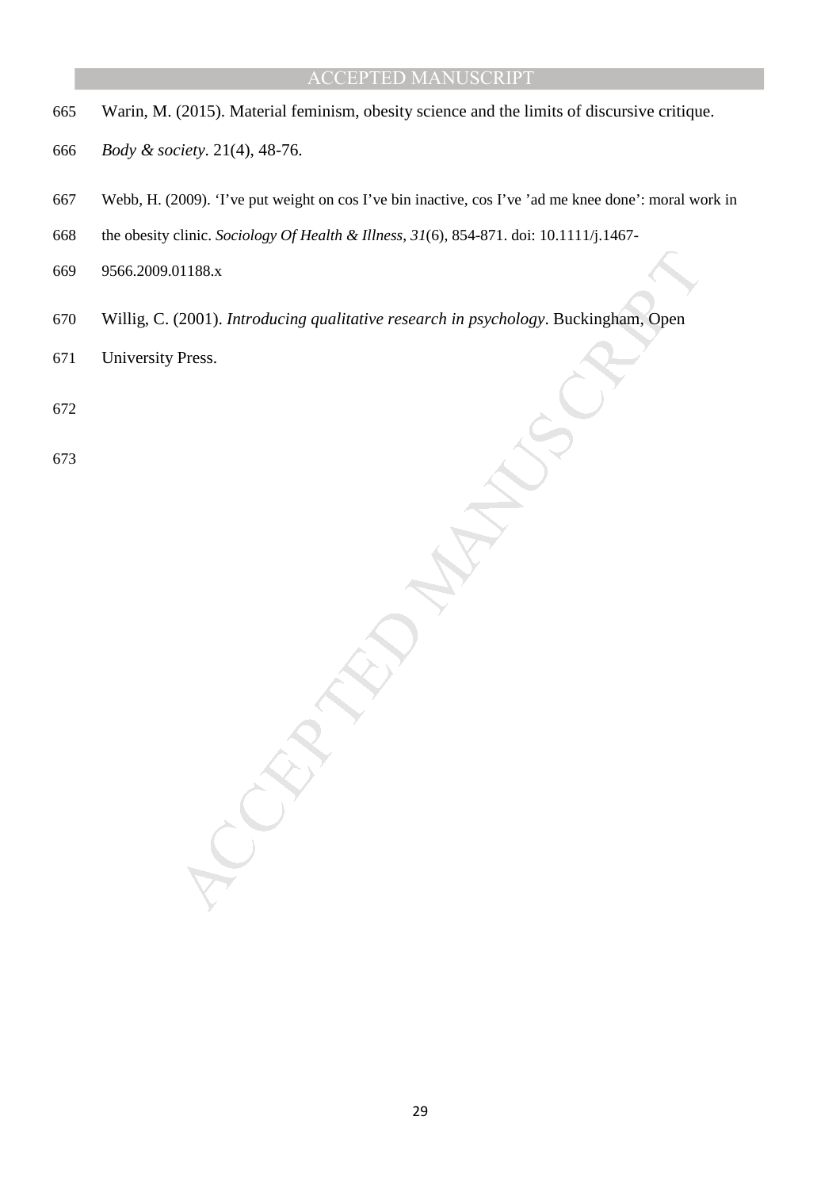Warin, M. (2015). Material feminism, obesity science and the limits of discursive critique. *Body & society*. 21(4), 48-76.

Webb, H. (2009). 'I've put weight on cos I've bin inactive, cos I've 'ad me knee done': moral work in the obesity clinic. *Sociology Of Health & Illness*, *31*(6), 854-871. doi: 10.1111/j.1467-9566.2009.01188.x

Willig, C. (2001). *Introducing qualitative research in psychology*. Buckingham, Open University Press.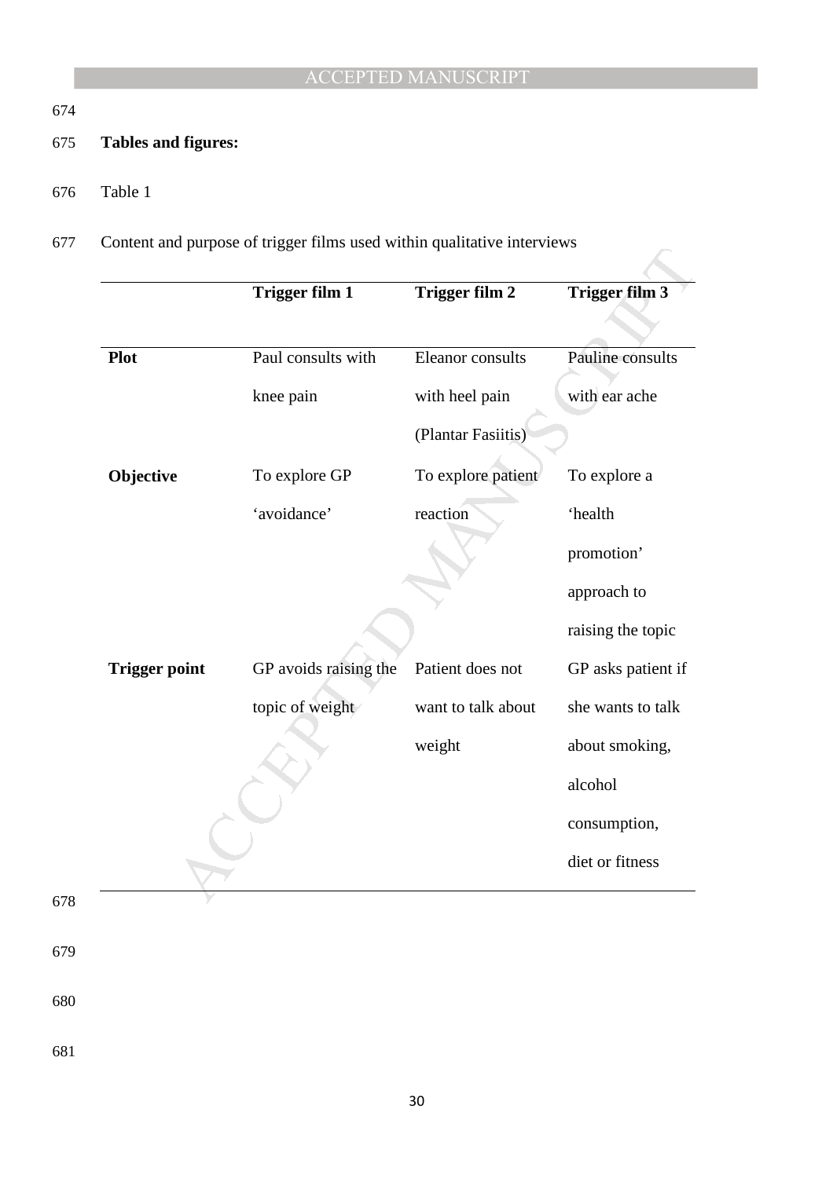**Tables and figures:**

Table 1

Content and purpose of trigger films used within qualitative interviews

| | Trigger film 1 | Trigger film 2 | Trigger film 3 |
|---|---|---|---|
| **Plot** | Paul consults with knee pain | Eleanor consults with heel pain (Plantar Fasiitis) | Pauline consults with ear ache |
| **Objective** | To explore GP 'avoidance' | To explore patient reaction | To explore a 'health promotion' approach to raising the topic |
| **Trigger point** | GP avoids raising the topic of weight | Patient does not want to talk about weight | GP asks patient if she wants to talk about smoking, alcohol consumption, diet or fitness |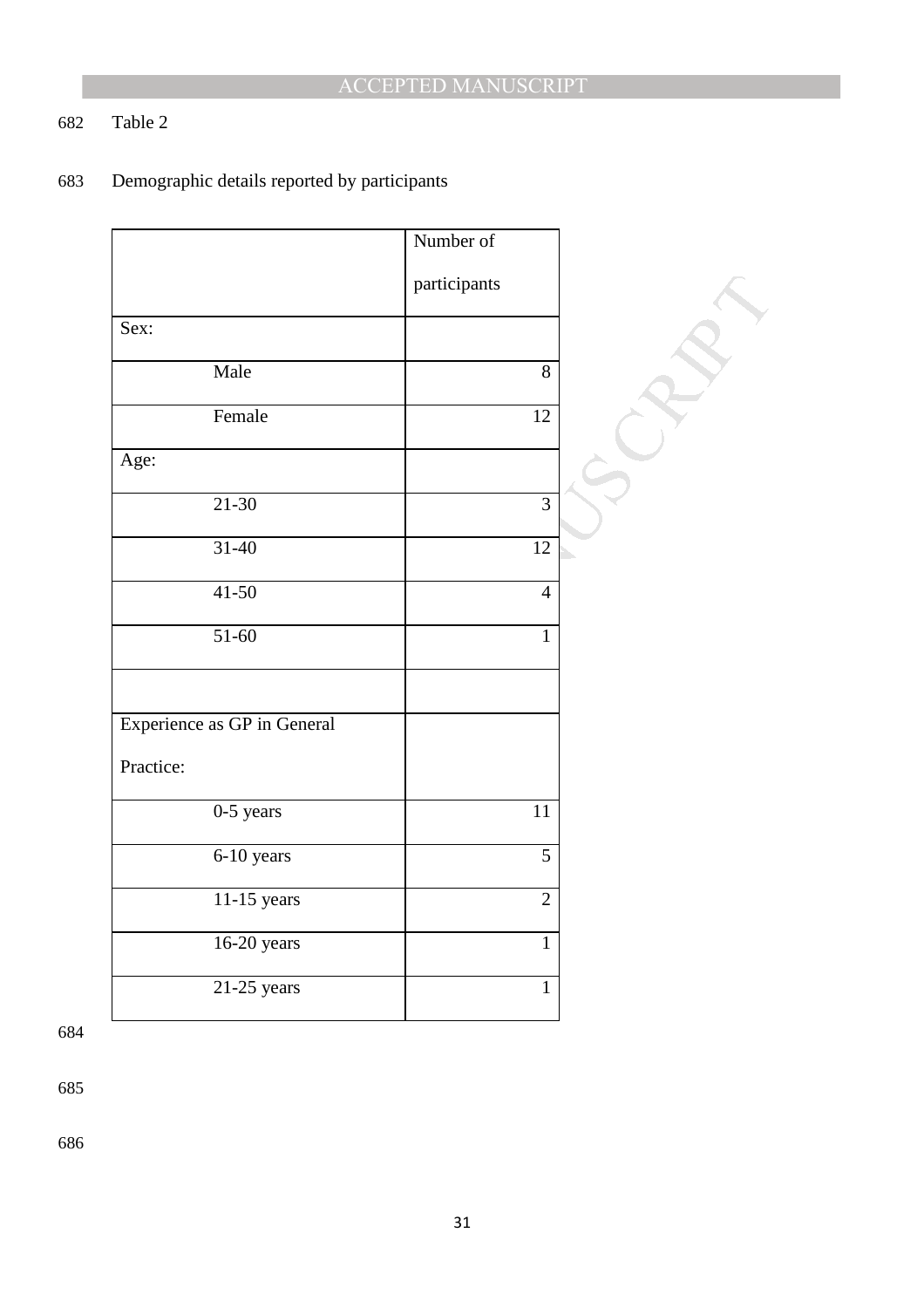Table 2

Demographic details reported by participants

| | Number of participants |
|---|---|
| Sex: | |
| Male | 8 |
| Female | 12 |
| Age: | |
| 21-30 | 3 |
| 31-40 | 12 |
| 41-50 | 4 |
| 51-60 | 1 |
| | |
| Experience as GP in General Practice: | |
| 0-5 years | 11 |
| 6-10 years | 5 |
| 11-15 years | 2 |
| 16-20 years | 1 |
| 21-25 years | 1 |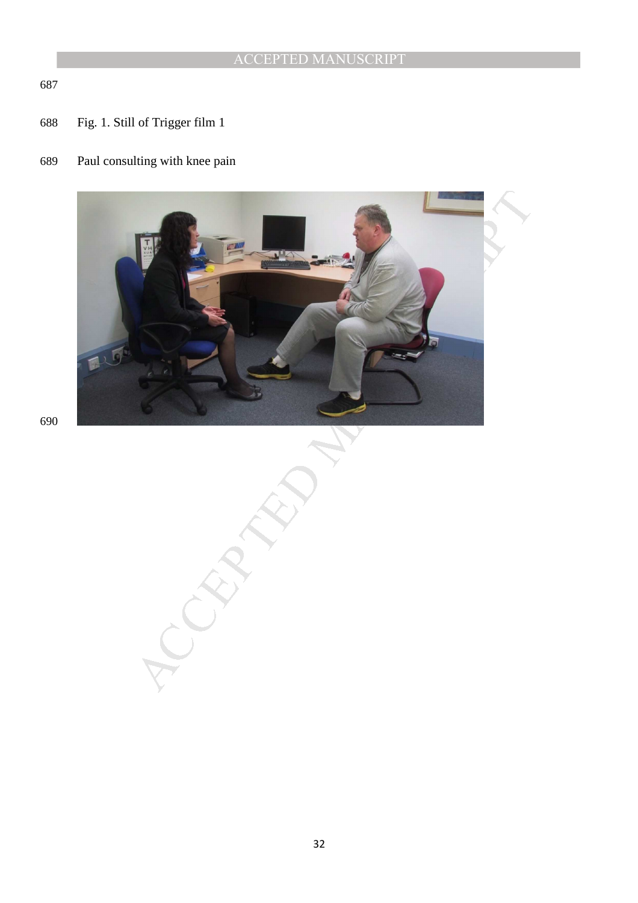Fig. 1. Still of Trigger film 1

Paul consulting with knee pain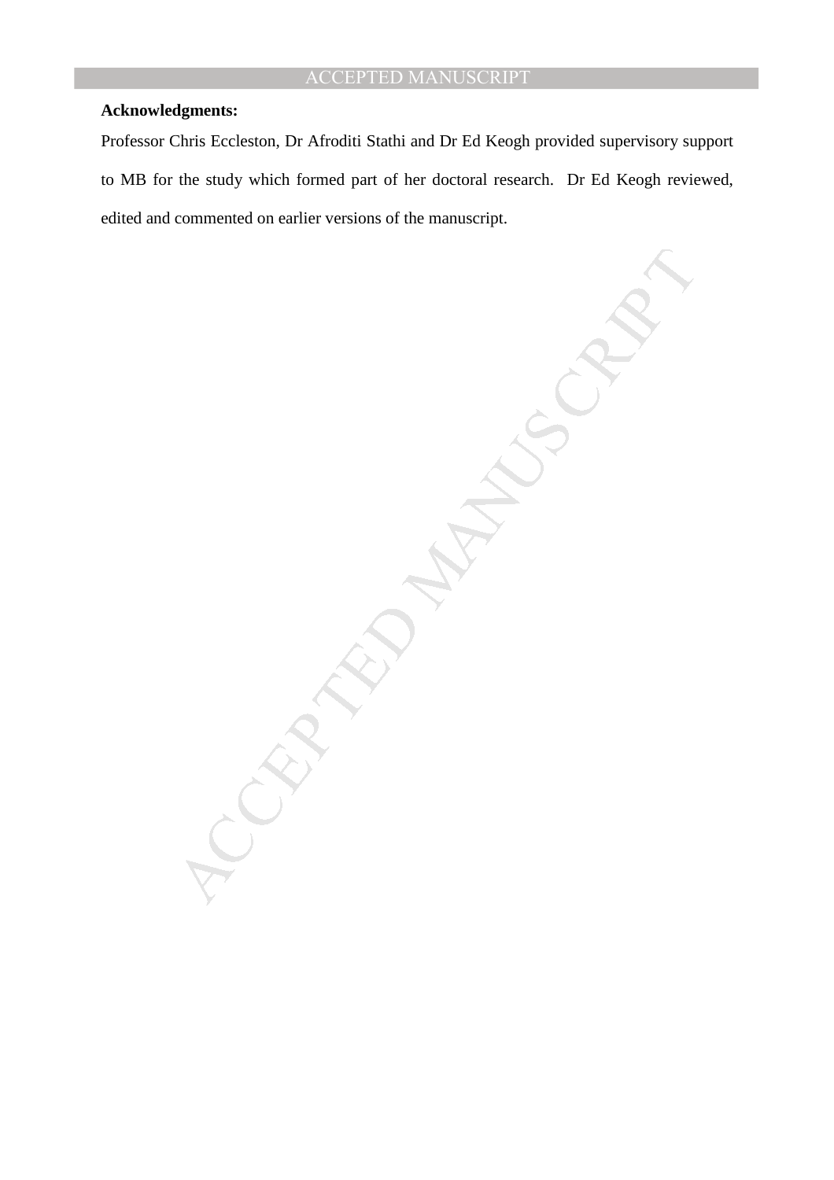**Acknowledgments:**

Professor Chris Eccleston, Dr Afroditi Stathi and Dr Ed Keogh provided supervisory support to MB for the study which formed part of her doctoral research. Dr Ed Keogh reviewed, edited and commented on earlier versions of the manuscript.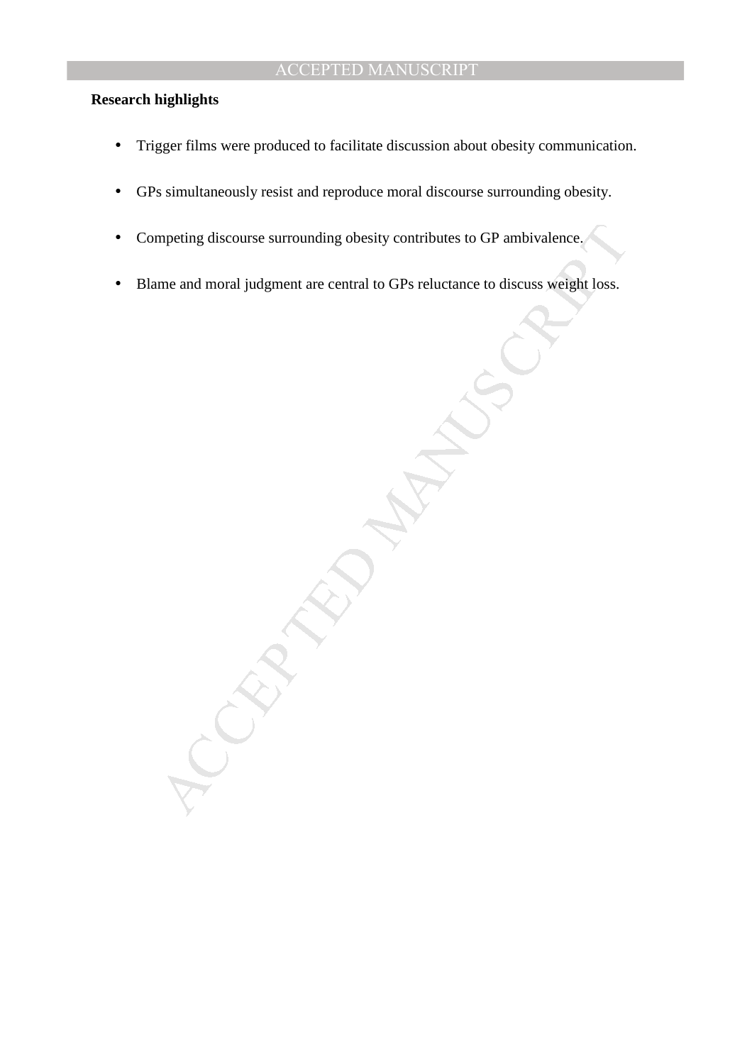**Research highlights**

- Trigger films were produced to facilitate discussion about obesity communication.
- GPs simultaneously resist and reproduce moral discourse surrounding obesity.
- Competing discourse surrounding obesity contributes to GP ambivalence.
- Blame and moral judgment are central to GPs reluctance to discuss weight loss.